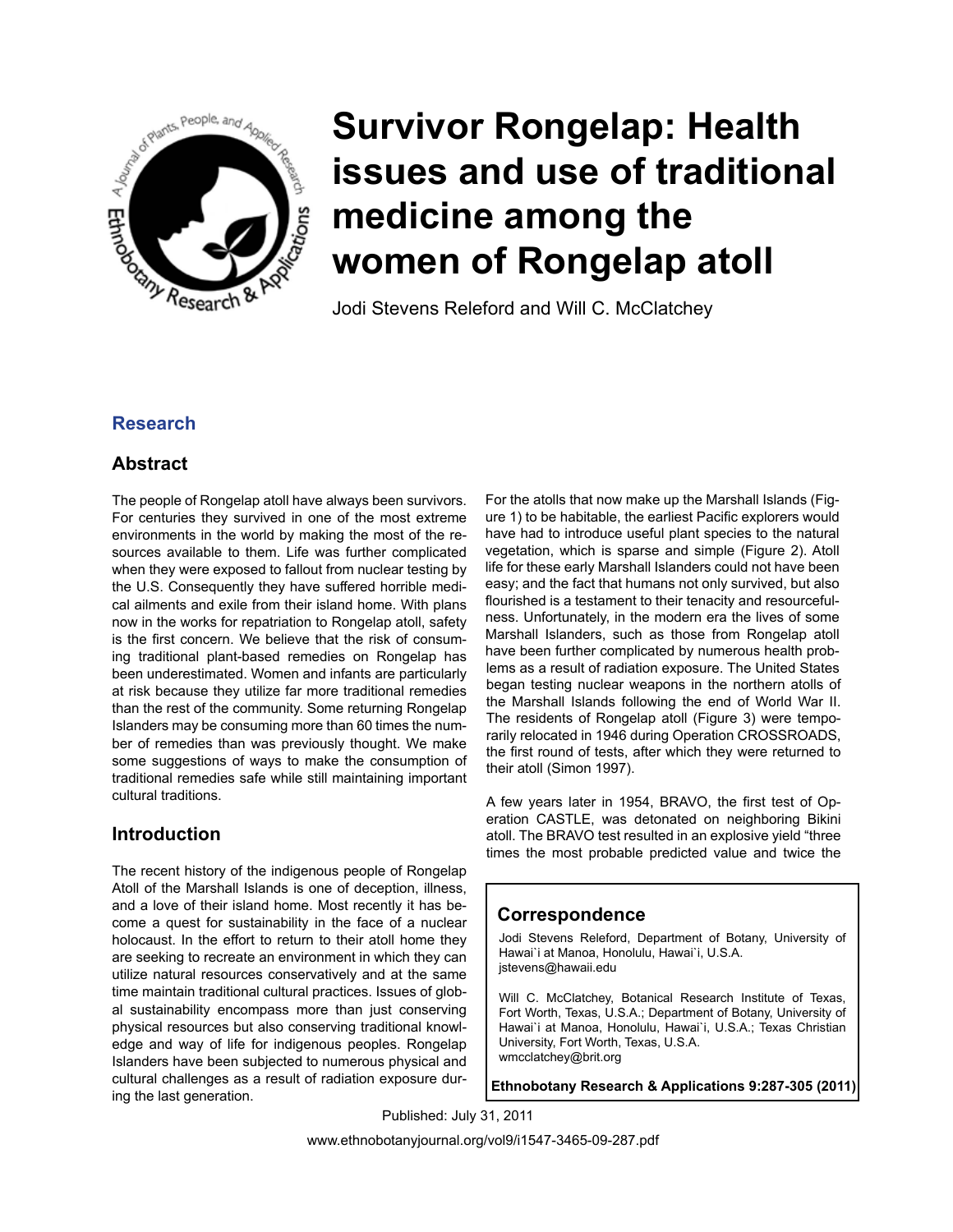# Survivor Rongelap: Health issues and use of traditional medicine among the women of Rongelap atoll

Jodi Stevens Releford and Will C. McClatchey

## Research

## Abstract

The people of Rongelap atoll have always been survivors. For centuries they survived in one of the most extreme environments in the world by making the most of the resources available to them. Life was further complicated when they were exposed to fallout from nuclear testing by the U.S. Consequently they have suffered horrible medical ailments and exile from their island home. With plans now in the works for repatriation to Rongelap atoll, safety is the first concern. We believe that the risk of consuming traditional plant-based remedies on Rongelap has been underestimated. Women and infants are particularly at risk because they utilize far more traditional remedies than the rest of the community. Some returning Rongelap Islanders may be consuming more than 60 times the number of remedies than was previously thought. We make some suggestions of ways to make the consumption of traditional remedies safe while still maintaining important cultural traditions.

## Introduction

The recent history of the indigenous people of Rongelap Atoll of the Marshall Islands is one of deception, illness, and a love of their island home. Most recently it has become a quest for sustainability in the face of a nuclear holocaust. In the effort to return to their atoll home they are seeking to recreate an environment in which they can utilize natural resources conservatively and at the same time maintain traditional cultural practices. Issues of global sustainability encompass more than just conserving physical resources but also conserving traditional knowledge and way of life for indigenous peoples. Rongelap Islanders have been subjected to numerous physical and cultural challenges as a result of radiation exposure during the last generation.

For the atolls that now make up the Marshall Islands (Figure 1) to be habitable, the earliest Pacific explorers would have had to introduce useful plant species to the natural vegetation, which is sparse and simple (Figure 2). Atoll life for these early Marshall Islanders could not have been easy; and the fact that humans not only survived, but also flourished is a testament to their tenacity and resourcefulness. Unfortunately, in the modern era the lives of some Marshall Islanders, such as those from Rongelap atoll have been further complicated by numerous health problems as a result of radiation exposure. The United States began testing nuclear weapons in the northern atolls of the Marshall Islands following the end of World War II. The residents of Rongelap atoll (Figure 3) were temporarily relocated in 1946 during Operation CROSSROADS, the first round of tests, after which they were returned to their atoll (Simon 1997).

A few years later in 1954, BRAVO, the first test of Operation CASTLE, was detonated on neighboring Bikini atoll. The BRAVO test resulted in an explosive yield "three times the most probable predicted value and twice the

## Correspondence

Jodi Stevens Releford, Department of Botany, University of Hawai`i at Manoa, Honolulu, Hawai`i, U.S.A. jstevens@hawaii.edu

Will C. McClatchey, Botanical Research Institute of Texas, Fort Worth, Texas, U.S.A.; Department of Botany, University of Hawai`i at Manoa, Honolulu, Hawai`i, U.S.A.; Texas Christian University, Fort Worth, Texas, U.S.A. wmcclatchey@brit.org

Published: July 31, 2011

www.ethnobotanyjournal.org/vol9/i1547-3465-09-287.pdf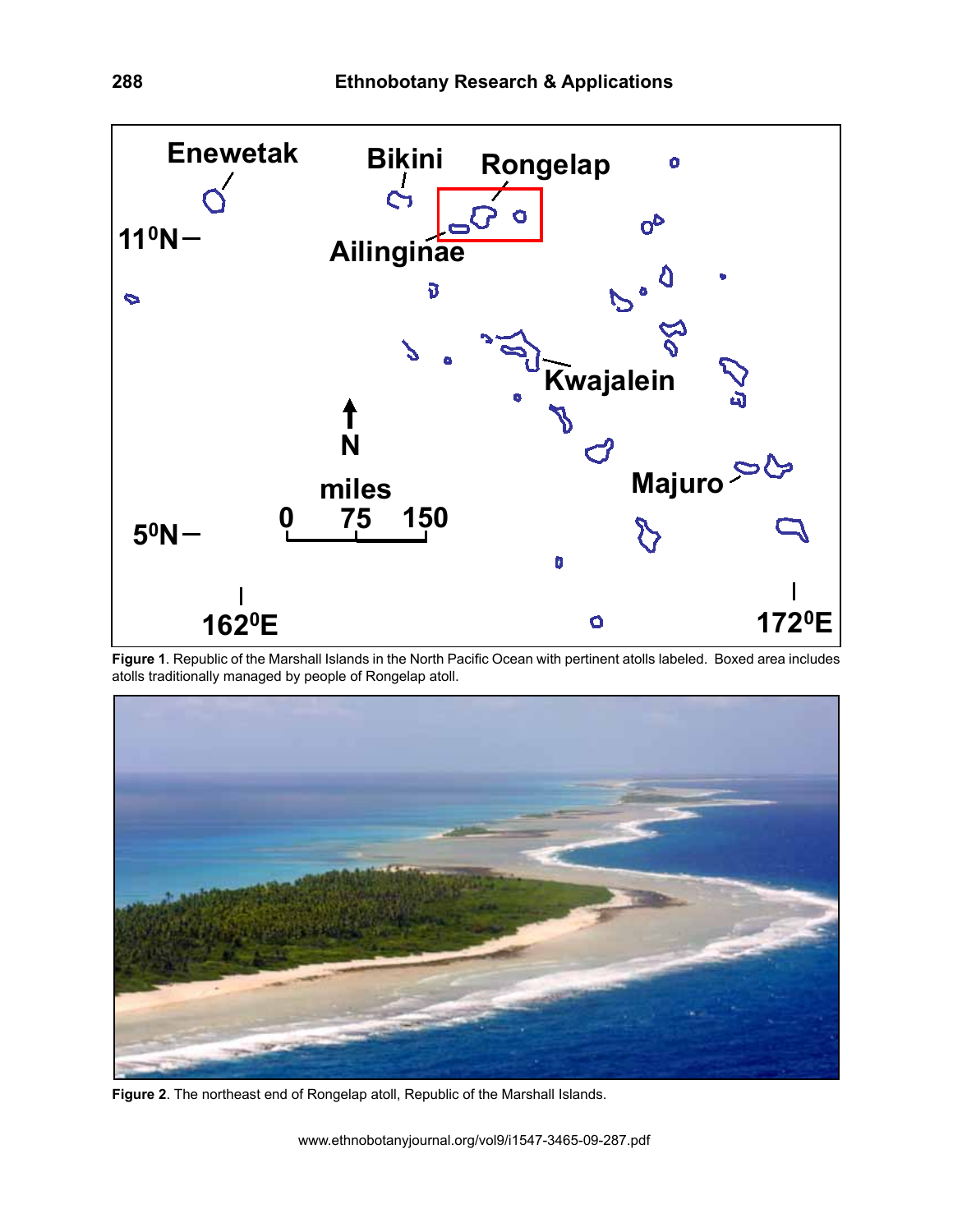**Figure 1**. Republic of the Marshall Islands in the North Pacific Ocean with pertinent atolls labeled. Boxed area includes atolls traditionally managed by people of Rongelap atoll.

**Figure 2**. The northeast end of Rongelap atoll, Republic of the Marshall Islands.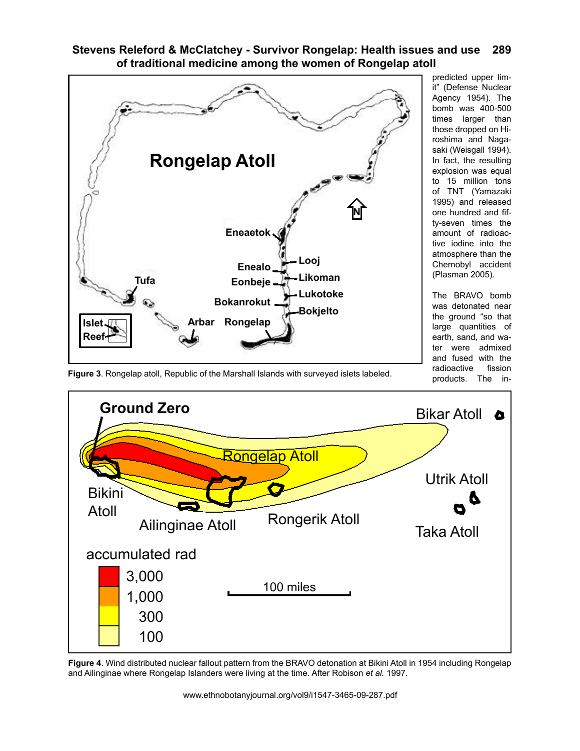Figure 3. Rongelap atoll, Republic of the Marshall Islands with surveyed islets labeled.

predicted upper limit” (Defense Nuclear Agency 1954). The bomb was 400-500 times larger than those dropped on Hiroshima and Nagasaki (Weisgall 1994). In fact, the resulting explosion was equal to 15 million tons of TNT (Yamazaki 1995) and released one hundred and fifty-seven times the amount of radioactive iodine into the atmosphere than the Chernobyl accident (Plasman 2005).

The BRAVO bomb was detonated near the ground “so that large quantities of earth, sand, and water were admixed and fused with the radioactive fission products. The in-

Figure 4. Wind distributed nuclear fallout pattern from the BRAVO detonation at Bikini Atoll in 1954 including Rongelap and Ailinginae where Rongelap Islanders were living at the time. After Robison *et al.* 1997.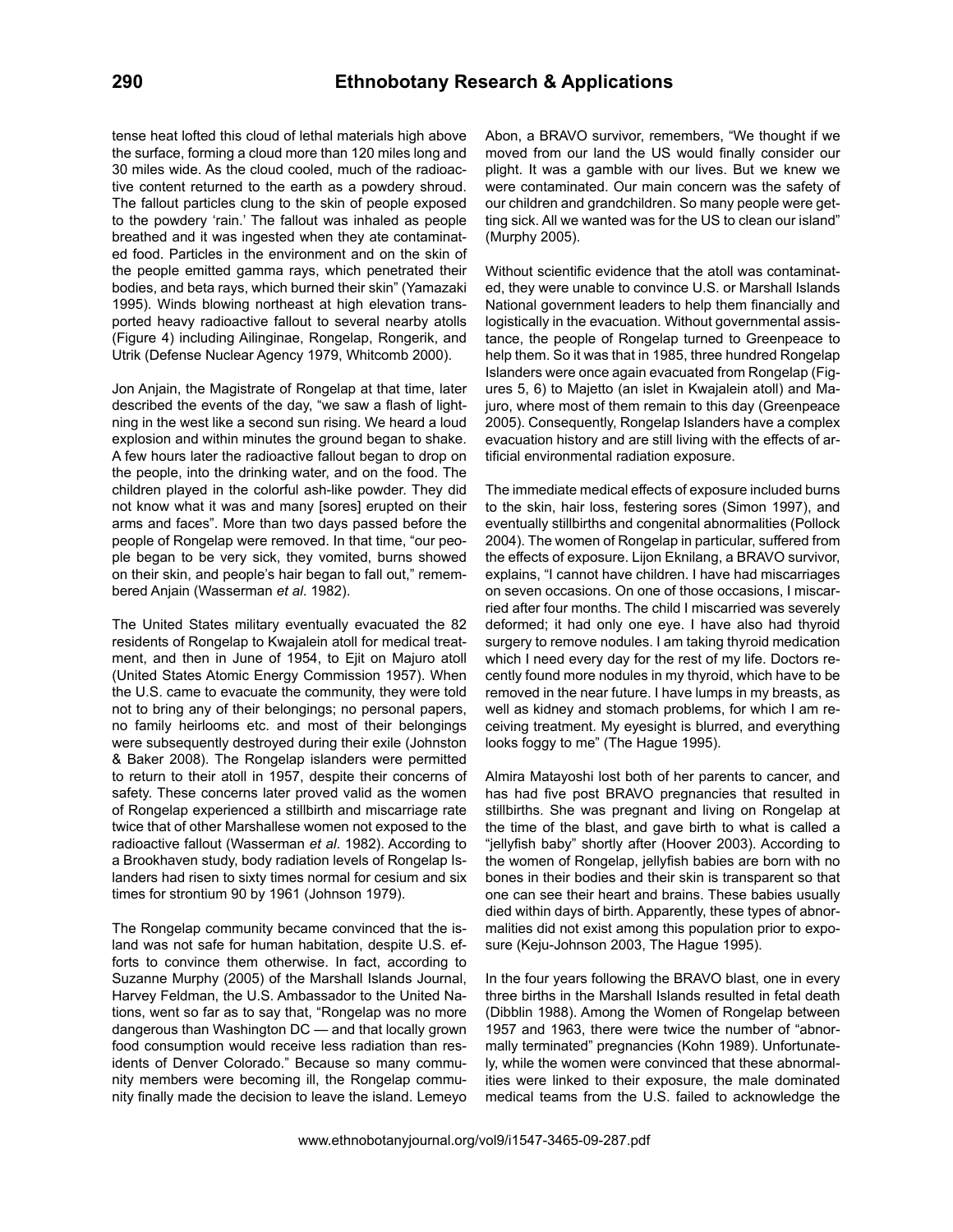tense heat lofted this cloud of lethal materials high above the surface, forming a cloud more than 120 miles long and 30 miles wide. As the cloud cooled, much of the radioactive content returned to the earth as a powdery shroud. The fallout particles clung to the skin of people exposed to the powdery 'rain.' The fallout was inhaled as people breathed and it was ingested when they ate contaminated food. Particles in the environment and on the skin of the people emitted gamma rays, which penetrated their bodies, and beta rays, which burned their skin" (Yamazaki 1995). Winds blowing northeast at high elevation transported heavy radioactive fallout to several nearby atolls (Figure 4) including Ailinginae, Rongelap, Rongerik, and Utrik (Defense Nuclear Agency 1979, Whitcomb 2000).

Jon Anjain, the Magistrate of Rongelap at that time, later described the events of the day, "we saw a flash of lightning in the west like a second sun rising. We heard a loud explosion and within minutes the ground began to shake. A few hours later the radioactive fallout began to drop on the people, into the drinking water, and on the food. The children played in the colorful ash-like powder. They did not know what it was and many [sores] erupted on their arms and faces". More than two days passed before the people of Rongelap were removed. In that time, "our people began to be very sick, they vomited, burns showed on their skin, and people's hair began to fall out," remembered Anjain (Wasserman *et al.* 1982).

The United States military eventually evacuated the 82 residents of Rongelap to Kwajalein atoll for medical treatment, and then in June of 1954, to Ejit on Majuro atoll (United States Atomic Energy Commission 1957). When the U.S. came to evacuate the community, they were told not to bring any of their belongings; no personal papers, no family heirlooms etc. and most of their belongings were subsequently destroyed during their exile (Johnston & Baker 2008). The Rongelap islanders were permitted to return to their atoll in 1957, despite their concerns of safety. These concerns later proved valid as the women of Rongelap experienced a stillbirth and miscarriage rate twice that of other Marshallese women not exposed to the radioactive fallout (Wasserman *et al*. 1982). According to a Brookhaven study, body radiation levels of Rongelap Islanders had risen to sixty times normal for cesium and six times for strontium 90 by 1961 (Johnson 1979).

The Rongelap community became convinced that the island was not safe for human habitation, despite U.S. efforts to convince them otherwise. In fact, according to Suzanne Murphy (2005) of the Marshall Islands Journal, Harvey Feldman, the U.S. Ambassador to the United Nations, went so far as to say that, "Rongelap was no more dangerous than Washington DC — and that locally grown food consumption would receive less radiation than residents of Denver Colorado." Because so many community members were becoming ill, the Rongelap community finally made the decision to leave the island. Lemeyo Abon, a BRAVO survivor, remembers, "We thought if we moved from our land the US would finally consider our plight. It was a gamble with our lives. But we knew we were contaminated. Our main concern was the safety of our children and grandchildren. So many people were getting sick. All we wanted was for the US to clean our island" (Murphy 2005).

Without scientific evidence that the atoll was contaminated, they were unable to convince U.S. or Marshall Islands National government leaders to help them financially and logistically in the evacuation. Without governmental assistance, the people of Rongelap turned to Greenpeace to help them. So it was that in 1985, three hundred Rongelap Islanders were once again evacuated from Rongelap (Figures 5, 6) to Majetto (an islet in Kwajalein atoll) and Majuro, where most of them remain to this day (Greenpeace 2005). Consequently, Rongelap Islanders have a complex evacuation history and are still living with the effects of artificial environmental radiation exposure.

The immediate medical effects of exposure included burns to the skin, hair loss, festering sores (Simon 1997), and eventually stillbirths and congenital abnormalities (Pollock 2004). The women of Rongelap in particular, suffered from the effects of exposure. Lijon Eknilang, a BRAVO survivor, explains, "I cannot have children. I have had miscarriages on seven occasions. On one of those occasions, I miscarried after four months. The child I miscarried was severely deformed; it had only one eye. I have also had thyroid surgery to remove nodules. I am taking thyroid medication which I need every day for the rest of my life. Doctors recently found more nodules in my thyroid, which have to be removed in the near future. I have lumps in my breasts, as well as kidney and stomach problems, for which I am receiving treatment. My eyesight is blurred, and everything looks foggy to me" (The Hague 1995).

Almira Matayoshi lost both of her parents to cancer, and has had five post BRAVO pregnancies that resulted in stillbirths. She was pregnant and living on Rongelap at the time of the blast, and gave birth to what is called a "jellyfish baby" shortly after (Hoover 2003). According to the women of Rongelap, jellyfish babies are born with no bones in their bodies and their skin is transparent so that one can see their heart and brains. These babies usually died within days of birth. Apparently, these types of abnormalities did not exist among this population prior to exposure (Keju-Johnson 2003, The Hague 1995).

In the four years following the BRAVO blast, one in every three births in the Marshall Islands resulted in fetal death (Dibblin 1988). Among the Women of Rongelap between 1957 and 1963, there were twice the number of "abnormally terminated" pregnancies (Kohn 1989). Unfortunately, while the women were convinced that these abnormalities were linked to their exposure, the male dominated medical teams from the U.S. failed to acknowledge the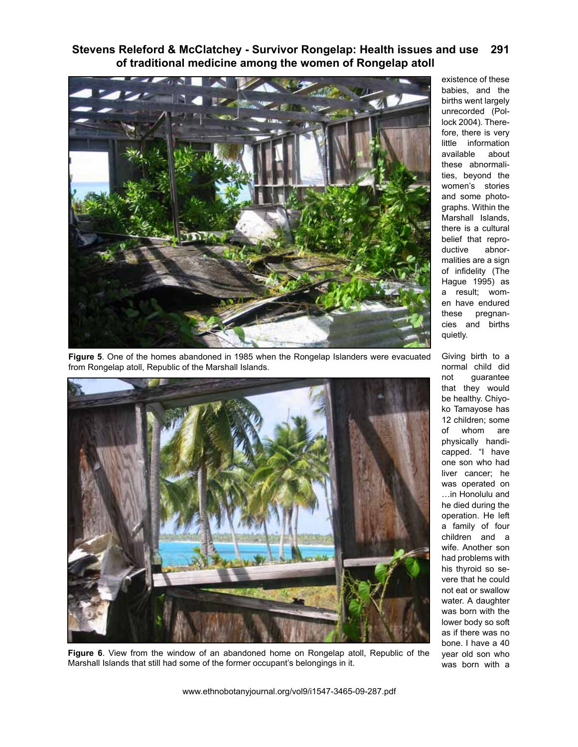existence of these babies, and the births went largely unrecorded (Pollock 2004). Therefore, there is very little information available about these abnormalities, beyond the women's stories and some photographs. Within the Marshall Islands, there is a cultural belief that reproductive abnormalities are a sign of infidelity (The Hague 1995) as a result; women have endured these pregnancies and births quietly.

**Figure 5**. One of the homes abandoned in 1985 when the Rongelap Islanders were evacuated from Rongelap atoll, Republic of the Marshall Islands.

**Figure 6**. View from the window of an abandoned home on Rongelap atoll, Republic of the Marshall Islands that still had some of the former occupant's belongings in it.

Giving birth to a normal child did not guarantee that they would be healthy. Chiyoko Tamayose has 12 children; some of whom are physically handicapped. "I have one son who had liver cancer; he was operated on …in Honolulu and he died during the operation. He left a family of four children and a wife. Another son had problems with his thyroid so severe that he could not eat or swallow water. A daughter was born with the lower body so soft as if there was no bone. I have a 40 year old son who was born with a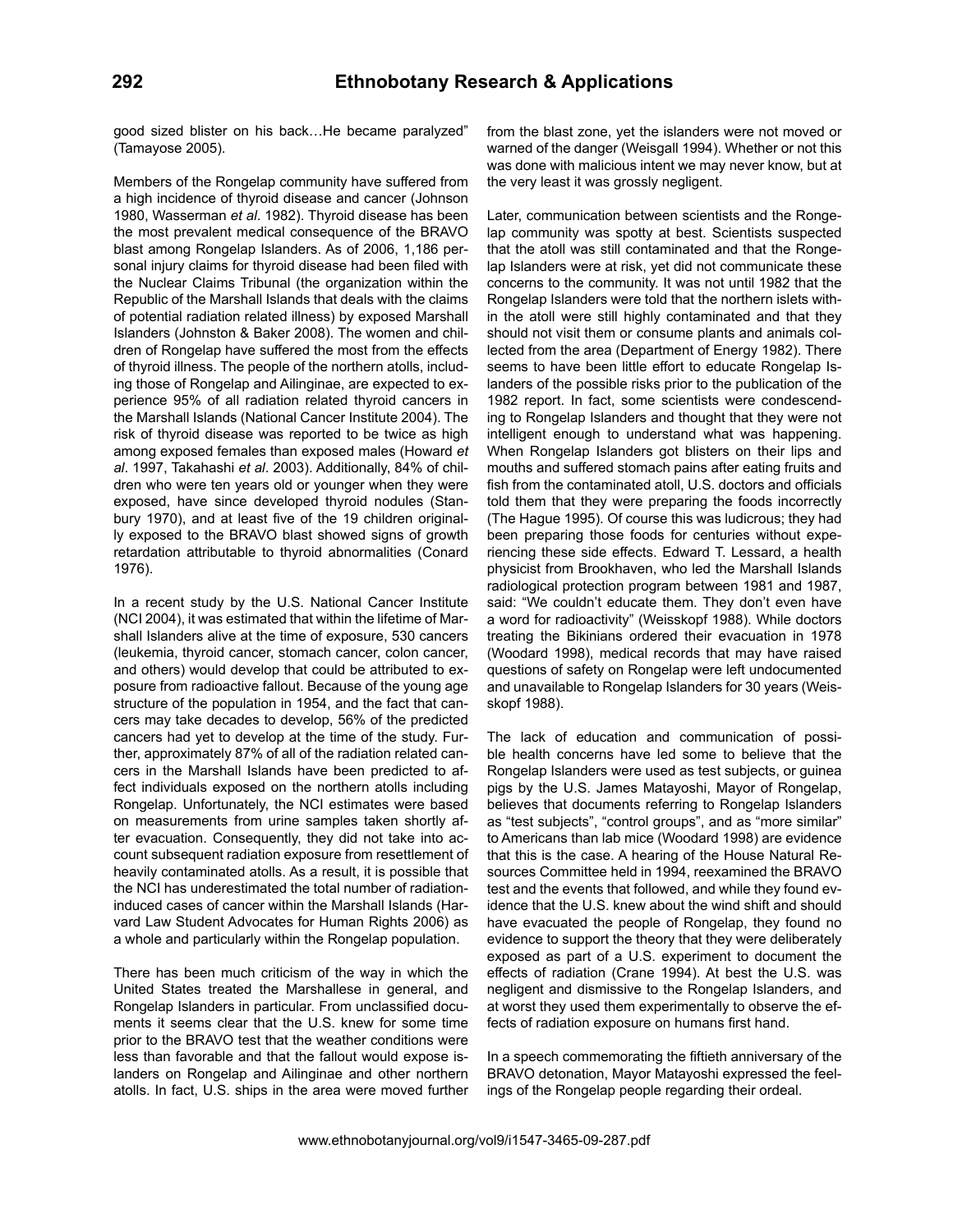good sized blister on his back…He became paralyzed" (Tamayose 2005).

Members of the Rongelap community have suffered from a high incidence of thyroid disease and cancer (Johnson 1980, Wasserman *et al.* 1982). Thyroid disease has been the most prevalent medical consequence of the BRAVO blast among Rongelap Islanders. As of 2006, 1,186 personal injury claims for thyroid disease had been filed with the Nuclear Claims Tribunal (the organization within the Republic of the Marshall Islands that deals with the claims of potential radiation related illness) by exposed Marshall Islanders (Johnston & Baker 2008). The women and children of Rongelap have suffered the most from the effects of thyroid illness. The people of the northern atolls, including those of Rongelap and Ailinginae, are expected to experience 95% of all radiation related thyroid cancers in the Marshall Islands (National Cancer Institute 2004). The risk of thyroid disease was reported to be twice as high among exposed females than exposed males (Howard *et al*. 1997, Takahashi *et al*. 2003). Additionally, 84% of children who were ten years old or younger when they were exposed, have since developed thyroid nodules (Stanbury 1970), and at least five of the 19 children originally exposed to the BRAVO blast showed signs of growth retardation attributable to thyroid abnormalities (Conard 1976).

In a recent study by the U.S. National Cancer Institute (NCI 2004), it was estimated that within the lifetime of Marshall Islanders alive at the time of exposure, 530 cancers (leukemia, thyroid cancer, stomach cancer, colon cancer, and others) would develop that could be attributed to exposure from radioactive fallout. Because of the young age structure of the population in 1954, and the fact that cancers may take decades to develop, 56% of the predicted cancers had yet to develop at the time of the study. Further, approximately 87% of all of the radiation related cancers in the Marshall Islands have been predicted to affect individuals exposed on the northern atolls including Rongelap. Unfortunately, the NCI estimates were based on measurements from urine samples taken shortly after evacuation. Consequently, they did not take into account subsequent radiation exposure from resettlement of heavily contaminated atolls. As a result, it is possible that the NCI has underestimated the total number of radiation-induced cases of cancer within the Marshall Islands (Harvard Law Student Advocates for Human Rights 2006) as a whole and particularly within the Rongelap population.

There has been much criticism of the way in which the United States treated the Marshallese in general, and Rongelap Islanders in particular. From unclassified documents it seems clear that the U.S. knew for some time prior to the BRAVO test that the weather conditions were less than favorable and that the fallout would expose islanders on Rongelap and Ailinginae and other northern atolls. In fact, U.S. ships in the area were moved further from the blast zone, yet the islanders were not moved or warned of the danger (Weisgall 1994). Whether or not this was done with malicious intent we may never know, but at the very least it was grossly negligent.

Later, communication between scientists and the Rongelap community was spotty at best. Scientists suspected that the atoll was still contaminated and that the Rongelap Islanders were at risk, yet did not communicate these concerns to the community. It was not until 1982 that the Rongelap Islanders were told that the northern islets within the atoll were still highly contaminated and that they should not visit them or consume plants and animals collected from the area (Department of Energy 1982). There seems to have been little effort to educate Rongelap Islanders of the possible risks prior to the publication of the 1982 report. In fact, some scientists were condescending to Rongelap Islanders and thought that they were not intelligent enough to understand what was happening. When Rongelap Islanders got blisters on their lips and mouths and suffered stomach pains after eating fruits and fish from the contaminated atoll, U.S. doctors and officials told them that they were preparing the foods incorrectly (The Hague 1995). Of course this was ludicrous; they had been preparing those foods for centuries without experiencing these side effects. Edward T. Lessard, a health physicist from Brookhaven, who led the Marshall Islands radiological protection program between 1981 and 1987, said: "We couldn't educate them. They don't even have a word for radioactivity" (Weisskopf 1988). While doctors treating the Bikinians ordered their evacuation in 1978 (Woodard 1998), medical records that may have raised questions of safety on Rongelap were left undocumented and unavailable to Rongelap Islanders for 30 years (Weisskopf 1988).

The lack of education and communication of possible health concerns have led some to believe that the Rongelap Islanders were used as test subjects, or guinea pigs by the U.S. James Matayoshi, Mayor of Rongelap, believes that documents referring to Rongelap Islanders as "test subjects", "control groups", and as "more similar" to Americans than lab mice (Woodard 1998) are evidence that this is the case. A hearing of the House Natural Resources Committee held in 1994, reexamined the BRAVO test and the events that followed, and while they found evidence that the U.S. knew about the wind shift and should have evacuated the people of Rongelap, they found no evidence to support the theory that they were deliberately exposed as part of a U.S. experiment to document the effects of radiation (Crane 1994). At best the U.S. was negligent and dismissive to the Rongelap Islanders, and at worst they used them experimentally to observe the effects of radiation exposure on humans first hand.

In a speech commemorating the fiftieth anniversary of the BRAVO detonation, Mayor Matayoshi expressed the feelings of the Rongelap people regarding their ordeal.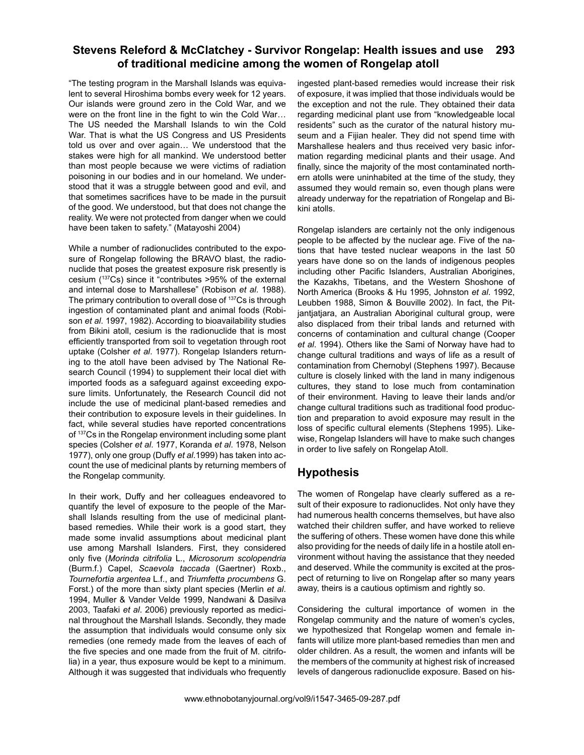"The testing program in the Marshall Islands was equivalent to several Hiroshima bombs every week for 12 years. Our islands were ground zero in the Cold War, and we were on the front line in the fight to win the Cold War… The US needed the Marshall Islands to win the Cold War. That is what the US Congress and US Presidents told us over and over again… We understood that the stakes were high for all mankind. We understood better than most people because we were victims of radiation poisoning in our bodies and in our homeland. We understood that it was a struggle between good and evil, and that sometimes sacrifices have to be made in the pursuit of the good. We understood, but that does not change the reality. We were not protected from danger when we could have been taken to safety." (Matayoshi 2004)

While a number of radionuclides contributed to the exposure of Rongelap following the BRAVO blast, the radionuclide that poses the greatest exposure risk presently is cesium ($^{137}Cs$) since it "contributes >95% of the external and internal dose to Marshallese" (Robison *et al*. 1988). The primary contribution to overall dose of $^{137}Cs$ is through ingestion of contaminated plant and animal foods (Robison *et al*. 1997, 1982). According to bioavailability studies from Bikini atoll, cesium is the radionuclide that is most efficiently transported from soil to vegetation through root uptake (Colsher *et al*. 1977). Rongelap Islanders returning to the atoll have been advised by The National Research Council (1994) to supplement their local diet with imported foods as a safeguard against exceeding exposure limits. Unfortunately, the Research Council did not include the use of medicinal plant-based remedies and their contribution to exposure levels in their guidelines. In fact, while several studies have reported concentrations of $^{137}Cs$ in the Rongelap environment including some plant species (Colsher *et al*. 1977, Koranda *et al*. 1978, Nelson 1977), only one group (Duffy *et al*.1999) has taken into account the use of medicinal plants by returning members of the Rongelap community.

In their work, Duffy and her colleagues endeavored to quantify the level of exposure to the people of the Marshall Islands resulting from the use of medicinal plant-based remedies. While their work is a good start, they made some invalid assumptions about medicinal plant use among Marshall Islanders. First, they considered only five (*Morinda citrifolia* L., *Microsorum scolopendria* (Burm.f.) Capel, *Scaevola taccada* (Gaertner) Roxb., *Tournefortia argentea* L.f., and *Triumfetta procumbens* G. Forst.) of the more than sixty plant species (Merlin *et al*. 1994, Muller & Vander Velde 1999, Nandwani & Dasilva 2003, Taafaki *et al*. 2006) previously reported as medicinal throughout the Marshall Islands. Secondly, they made the assumption that individuals would consume only six remedies (one remedy made from the leaves of each of the five species and one made from the fruit of M. citrifolia) in a year, thus exposure would be kept to a minimum. Although it was suggested that individuals who frequently ingested plant-based remedies would increase their risk of exposure, it was implied that those individuals would be the exception and not the rule. They obtained their data regarding medicinal plant use from "knowledgeable local residents" such as the curator of the natural history museum and a Fijian healer. They did not spend time with Marshallese healers and thus received very basic information regarding medicinal plants and their usage. And finally, since the majority of the most contaminated northern atolls were uninhabited at the time of the study, they assumed they would remain so, even though plans were already underway for the repatriation of Rongelap and Bikini atolls.

Rongelap islanders are certainly not the only indigenous people to be affected by the nuclear age. Five of the nations that have tested nuclear weapons in the last 50 years have done so on the lands of indigenous peoples including other Pacific Islanders, Australian Aborigines, the Kazakhs, Tibetans, and the Western Shoshone of North America (Brooks & Hu 1995, Johnston *et al*. 1992, Leubben 1988, Simon & Bouville 2002). In fact, the Pitjantjatjara, an Australian Aboriginal cultural group, were also displaced from their tribal lands and returned with concerns of contamination and cultural change (Cooper *et al*. 1994). Others like the Sami of Norway have had to change cultural traditions and ways of life as a result of contamination from Chernobyl (Stephens 1997). Because culture is closely linked with the land in many indigenous cultures, they stand to lose much from contamination of their environment. Having to leave their lands and/or change cultural traditions such as traditional food production and preparation to avoid exposure may result in the loss of specific cultural elements (Stephens 1995). Likewise, Rongelap Islanders will have to make such changes in order to live safely on Rongelap Atoll.

## Hypothesis

The women of Rongelap have clearly suffered as a result of their exposure to radionuclides. Not only have they had numerous health concerns themselves, but have also watched their children suffer, and have worked to relieve the suffering of others. These women have done this while also providing for the needs of daily life in a hostile atoll environment without having the assistance that they needed and deserved. While the community is excited at the prospect of returning to live on Rongelap after so many years away, theirs is a cautious optimism and rightly so.

Considering the cultural importance of women in the Rongelap community and the nature of women's cycles, we hypothesized that Rongelap women and female infants will utilize more plant-based remedies than men and older children. As a result, the women and infants will be the members of the community at highest risk of increased levels of dangerous radionuclide exposure. Based on his-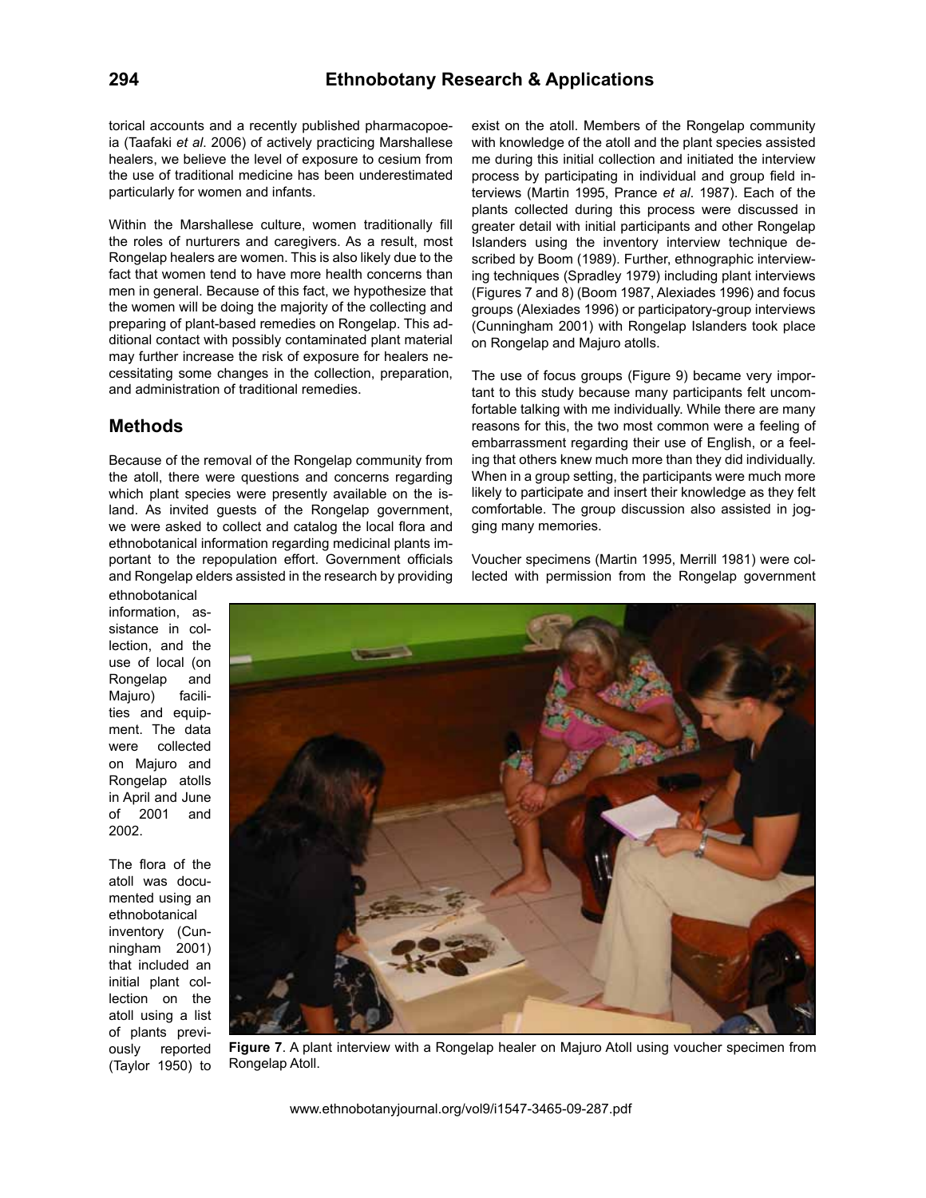torical accounts and a recently published pharmacopoeia (Taafaki *et al.* 2006) of actively practicing Marshallese healers, we believe the level of exposure to cesium from the use of traditional medicine has been underestimated particularly for women and infants.

Within the Marshallese culture, women traditionally fill the roles of nurturers and caregivers. As a result, most Rongelap healers are women. This is also likely due to the fact that women tend to have more health concerns than men in general. Because of this fact, we hypothesize that the women will be doing the majority of the collecting and preparing of plant-based remedies on Rongelap. This additional contact with possibly contaminated plant material may further increase the risk of exposure for healers necessitating some changes in the collection, preparation, and administration of traditional remedies.

## Methods

Because of the removal of the Rongelap community from the atoll, there were questions and concerns regarding which plant species were presently available on the island. As invited guests of the Rongelap government, we were asked to collect and catalog the local flora and ethnobotanical information regarding medicinal plants important to the repopulation effort. Government officials and Rongelap elders assisted in the research by providing ethnobotanical information, assistance in collection, and the use of local (on Rongelap and Majuro) facilities and equipment. The data were collected on Majuro and Rongelap atolls in April and June of 2001 and 2002.

The flora of the atoll was documented using an ethnobotanical inventory (Cunningham 2001) that included an initial plant collection on the atoll using a list of plants previously reported (Taylor 1950) to exist on the atoll. Members of the Rongelap community with knowledge of the atoll and the plant species assisted me during this initial collection and initiated the interview process by participating in individual and group field interviews (Martin 1995, Prance *et al.* 1987). Each of the plants collected during this process were discussed in greater detail with initial participants and other Rongelap Islanders using the inventory interview technique described by Boom (1989). Further, ethnographic interviewing techniques (Spradley 1979) including plant interviews (Figures 7 and 8) (Boom 1987, Alexiades 1996) and focus groups (Alexiades 1996) or participatory-group interviews (Cunningham 2001) with Rongelap Islanders took place on Rongelap and Majuro atolls.

The use of focus groups (Figure 9) became very important to this study because many participants felt uncomfortable talking with me individually. While there are many reasons for this, the two most common were a feeling of embarrassment regarding their use of English, or a feeling that others knew much more than they did individually. When in a group setting, the participants were much more likely to participate and insert their knowledge as they felt comfortable. The group discussion also assisted in jogging many memories.

Voucher specimens (Martin 1995, Merrill 1981) were collected with permission from the Rongelap government

**Figure 7**. A plant interview with a Rongelap healer on Majuro Atoll using voucher specimen from Rongelap Atoll.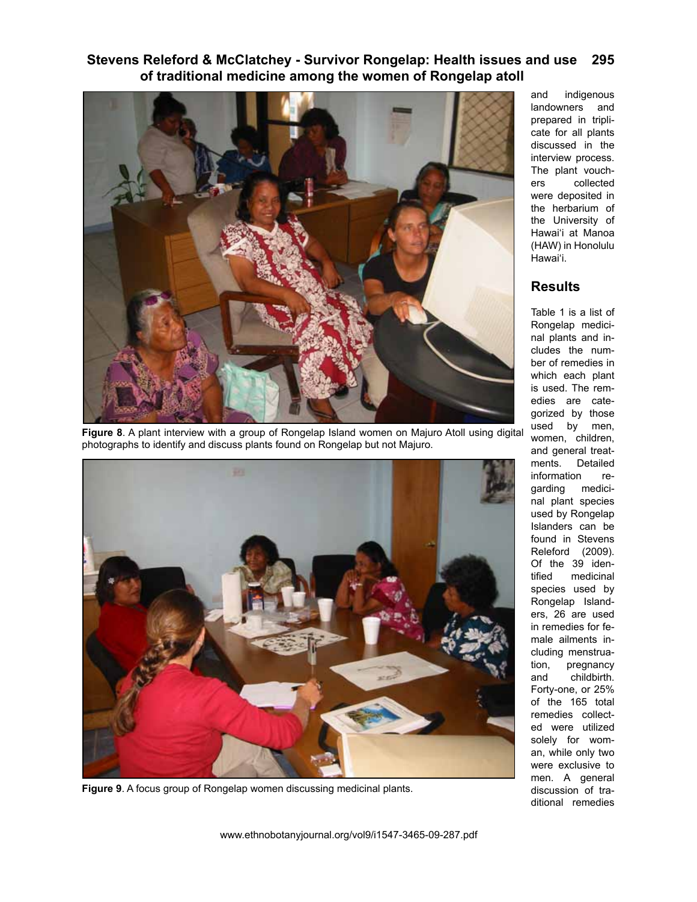Figure 8. A plant interview with a group of Rongelap Island women on Majuro Atoll using digital photographs to identify and discuss plants found on Rongelap but not Majuro.

Figure 9. A focus group of Rongelap women discussing medicinal plants.

and indigenous landowners and prepared in triplicate for all plants discussed in the interview process. The plant vouchers collected were deposited in the herbarium of the University of Hawaiʻi at Manoa (HAW) in Honolulu Hawaiʻi.

## Results

Table 1 is a list of Rongelap medicinal plants and includes the number of remedies in which each plant is used. The remedies are categorized by those used by men, women, children, and general treatments. Detailed information regarding medicinal plant species used by Rongelap Islanders can be found in Stevens Releford (2009). Of the 39 identified medicinal species used by Rongelap Islanders, 26 are used in remedies for female ailments including menstruation, pregnancy and childbirth. Forty-one, or 25% of the 165 total remedies collected were utilized solely for woman, while only two were exclusive to men. A general discussion of traditional remedies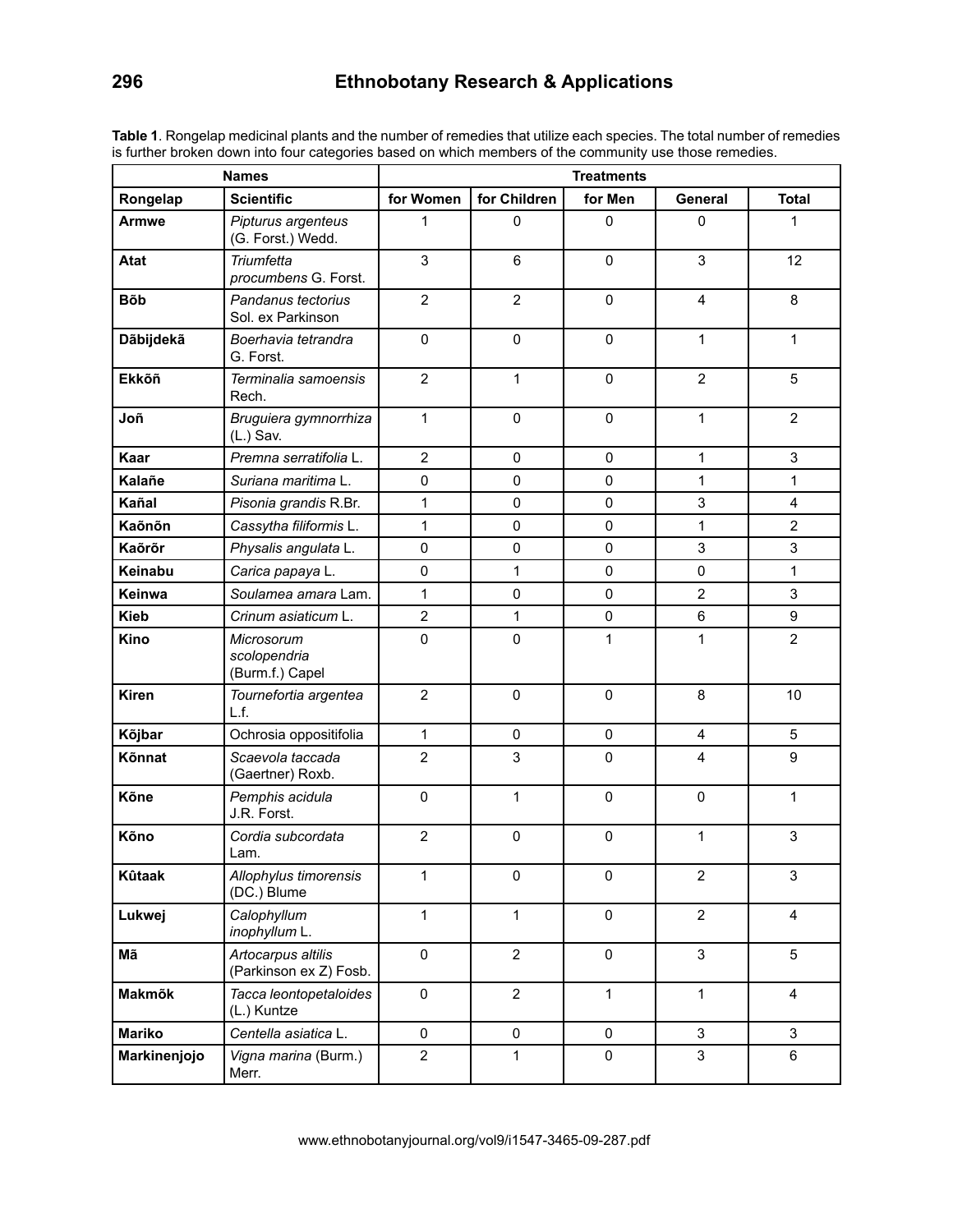**Table 1**. Rongelap medicinal plants and the number of remedies that utilize each species. The total number of remedies is further broken down into four categories based on which members of the community use those remedies.

| Names | | Treatments | | | | |
|---|---|---|---|---|---|---|
| **Rongelap** | **Scientific** | **for Women** | **for Children** | **for Men** | **General** | **Total** |
| **Armwe** | *Pipturus argenteus* (G. Forst.) Wedd. | 1 | 0 | 0 | 0 | 1 |
| **Atat** | *Triumfetta procumbens* G. Forst. | 3 | 6 | 0 | 3 | 12 |
| **Bõb** | *Pandanus tectorius* Sol. ex Parkinson | 2 | 2 | 0 | 4 | 8 |
| **Dãbijdekã** | *Boerhavia tetrandra* G. Forst. | 0 | 0 | 0 | 1 | 1 |
| **Ekkõñ** | *Terminalia samoensis* Rech. | 2 | 1 | 0 | 2 | 5 |
| **Joñ** | *Bruguiera gymnorrhiza* (L.) Sav. | 1 | 0 | 0 | 1 | 2 |
| **Kaar** | *Premna serratifolia* L. | 2 | 0 | 0 | 1 | 3 |
| **Kalañe** | *Suriana maritima* L. | 0 | 0 | 0 | 1 | 1 |
| **Kañal** | *Pisonia grandis* R.Br. | 1 | 0 | 0 | 3 | 4 |
| **Kaõnõn** | *Cassytha filiformis* L. | 1 | 0 | 0 | 1 | 2 |
| **Kaõrõr** | *Physalis angulata* L. | 0 | 0 | 0 | 3 | 3 |
| **Keinabu** | *Carica papaya* L. | 0 | 1 | 0 | 0 | 1 |
| **Keinwa** | *Soulamea amara* Lam. | 1 | 0 | 0 | 2 | 3 |
| **Kieb** | *Crinum asiaticum* L. | 2 | 1 | 0 | 6 | 9 |
| **Kino** | *Microsorum scolopendria* (Burm.f.) Capel | 0 | 0 | 1 | 1 | 2 |
| **Kiren** | *Tournefortia argentea* L.f. | 2 | 0 | 0 | 8 | 10 |
| **Kõjbar** | Ochrosia oppositifolia | 1 | 0 | 0 | 4 | 5 |
| **Kõnnat** | *Scaevola taccada* (Gaertner) Roxb. | 2 | 3 | 0 | 4 | 9 |
| **Kõne** | *Pemphis acidula* J.R. Forst. | 0 | 1 | 0 | 0 | 1 |
| **Kõno** | *Cordia subcordata* Lam. | 2 | 0 | 0 | 1 | 3 |
| **Kûtaak** | *Allophylus timorensis* (DC.) Blume | 1 | 0 | 0 | 2 | 3 |
| **Lukwej** | *Calophyllum inophyllum* L. | 1 | 1 | 0 | 2 | 4 |
| **Mã** | *Artocarpus altilis* (Parkinson ex Z) Fosb. | 0 | 2 | 0 | 3 | 5 |
| **Makmõk** | *Tacca leontopetaloides* (L.) Kuntze | 0 | 2 | 1 | 1 | 4 |
| **Mariko** | *Centella asiatica* L. | 0 | 0 | 0 | 3 | 3 |
| **Markinenjojo** | *Vigna marina* (Burm.) Merr. | 2 | 1 | 0 | 3 | 6 |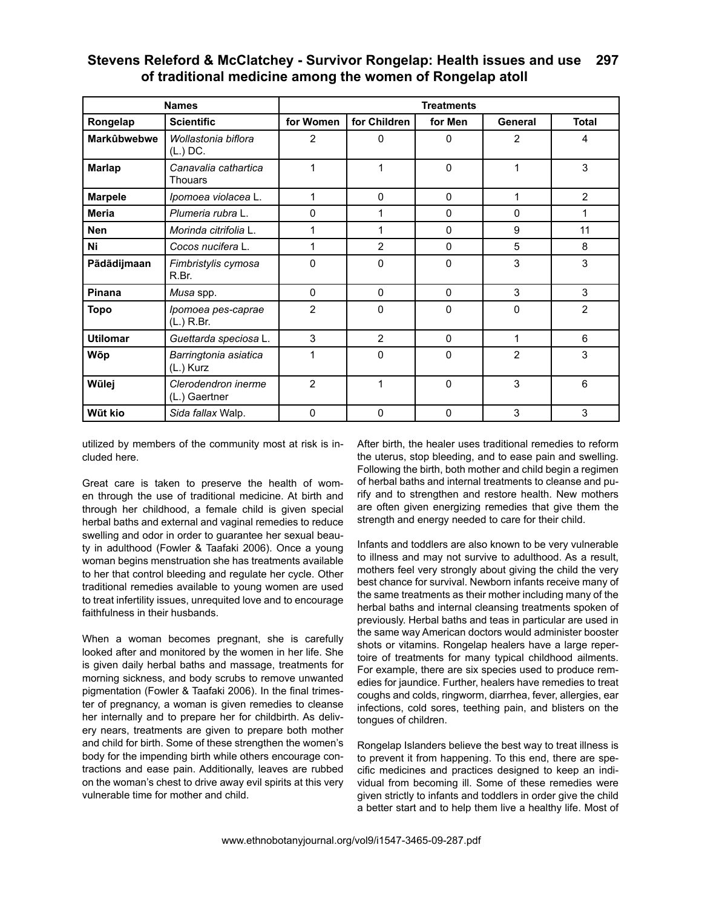| Names | | Treatments | | | | |
|---|---|---|---|---|---|---|
| Rongelap | Scientific | for Women | for Children | for Men | General | Total |
| **Markûbwebwe** | *Wollastonia biflora* (L.) DC. | 2 | 0 | 0 | 2 | 4 |
| **Marlap** | *Canavalia cathartica* Thouars | 1 | 1 | 0 | 1 | 3 |
| **Marpele** | *Ipomoea violacea* L. | 1 | 0 | 0 | 1 | 2 |
| **Meria** | *Plumeria rubra* L. | 0 | 1 | 0 | 0 | 1 |
| **Nen** | *Morinda citrifolia* L. | 1 | 1 | 0 | 9 | 11 |
| **Ni** | *Cocos nucifera* L. | 1 | 2 | 0 | 5 | 8 |
| **Pādādijmaan** | *Fimbristylis cymosa* R.Br. | 0 | 0 | 0 | 3 | 3 |
| **Pinana** | *Musa* spp. | 0 | 0 | 0 | 3 | 3 |
| **Topo** | *Ipomoea pes-caprae* (L.) R.Br. | 2 | 0 | 0 | 0 | 2 |
| **Utilomar** | *Guettarda speciosa* L. | 3 | 2 | 0 | 1 | 6 |
| **Wōp** | *Barringtonia asiatica* (L.) Kurz | 1 | 0 | 0 | 2 | 3 |
| **Wūlej** | *Clerodendron inerme* (L.) Gaertner | 2 | 1 | 0 | 3 | 6 |
| **Wūt kio** | *Sida fallax* Walp. | 0 | 0 | 0 | 3 | 3 |

utilized by members of the community most at risk is included here.

Great care is taken to preserve the health of women through the use of traditional medicine. At birth and through her childhood, a female child is given special herbal baths and external and vaginal remedies to reduce swelling and odor in order to guarantee her sexual beauty in adulthood (Fowler & Taafaki 2006). Once a young woman begins menstruation she has treatments available to her that control bleeding and regulate her cycle. Other traditional remedies available to young women are used to treat infertility issues, unrequited love and to encourage faithfulness in their husbands.

When a woman becomes pregnant, she is carefully looked after and monitored by the women in her life. She is given daily herbal baths and massage, treatments for morning sickness, and body scrubs to remove unwanted pigmentation (Fowler & Taafaki 2006). In the final trimester of pregnancy, a woman is given remedies to cleanse her internally and to prepare her for childbirth. As delivery nears, treatments are given to prepare both mother and child for birth. Some of these strengthen the women's body for the impending birth while others encourage contractions and ease pain. Additionally, leaves are rubbed on the woman's chest to drive away evil spirits at this very vulnerable time for mother and child.

After birth, the healer uses traditional remedies to reform the uterus, stop bleeding, and to ease pain and swelling. Following the birth, both mother and child begin a regimen of herbal baths and internal treatments to cleanse and purify and to strengthen and restore health. New mothers are often given energizing remedies that give them the strength and energy needed to care for their child.

Infants and toddlers are also known to be very vulnerable to illness and may not survive to adulthood. As a result, mothers feel very strongly about giving the child the very best chance for survival. Newborn infants receive many of the same treatments as their mother including many of the herbal baths and internal cleansing treatments spoken of previously. Herbal baths and teas in particular are used in the same way American doctors would administer booster shots or vitamins. Rongelap healers have a large repertoire of treatments for many typical childhood ailments. For example, there are six species used to produce remedies for jaundice. Further, healers have remedies to treat coughs and colds, ringworm, diarrhea, fever, allergies, ear infections, cold sores, teething pain, and blisters on the tongues of children.

Rongelap Islanders believe the best way to treat illness is to prevent it from happening. To this end, there are specific medicines and practices designed to keep an individual from becoming ill. Some of these remedies were given strictly to infants and toddlers in order give the child a better start and to help them live a healthy life. Most of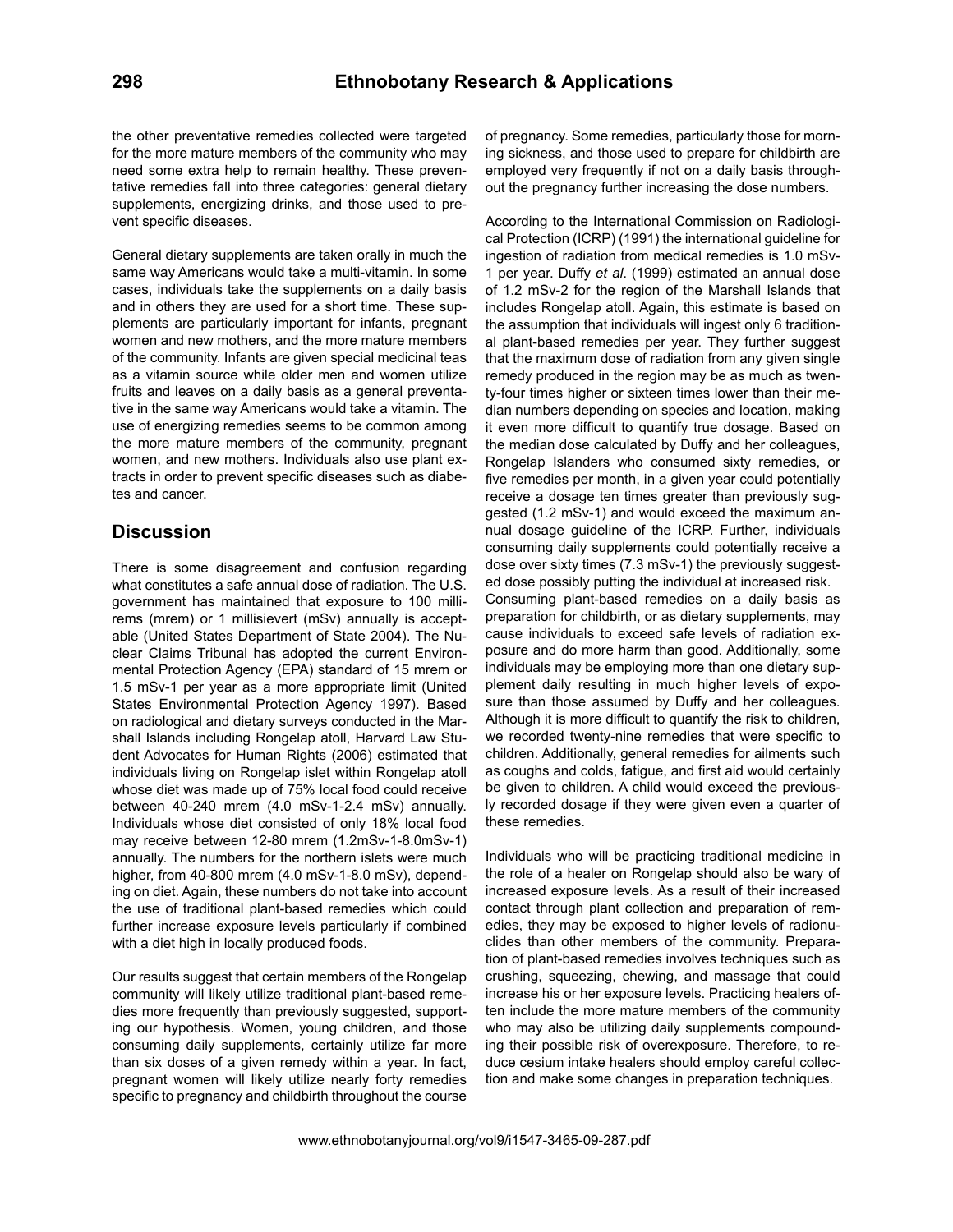the other preventative remedies collected were targeted for the more mature members of the community who may need some extra help to remain healthy. These preventative remedies fall into three categories: general dietary supplements, energizing drinks, and those used to prevent specific diseases.

General dietary supplements are taken orally in much the same way Americans would take a multi-vitamin. In some cases, individuals take the supplements on a daily basis and in others they are used for a short time. These supplements are particularly important for infants, pregnant women and new mothers, and the more mature members of the community. Infants are given special medicinal teas as a vitamin source while older men and women utilize fruits and leaves on a daily basis as a general preventative in the same way Americans would take a vitamin. The use of energizing remedies seems to be common among the more mature members of the community, pregnant women, and new mothers. Individuals also use plant extracts in order to prevent specific diseases such as diabetes and cancer.

## Discussion

There is some disagreement and confusion regarding what constitutes a safe annual dose of radiation. The U.S. government has maintained that exposure to 100 millirems (mrem) or 1 millisievert (mSv) annually is acceptable (United States Department of State 2004). The Nuclear Claims Tribunal has adopted the current Environmental Protection Agency (EPA) standard of 15 mrem or 1.5 mSv-1 per year as a more appropriate limit (United States Environmental Protection Agency 1997). Based on radiological and dietary surveys conducted in the Marshall Islands including Rongelap atoll, Harvard Law Student Advocates for Human Rights (2006) estimated that individuals living on Rongelap islet within Rongelap atoll whose diet was made up of 75% local food could receive between 40-240 mrem (4.0 mSv-1-2.4 mSv) annually. Individuals whose diet consisted of only 18% local food may receive between 12-80 mrem (1.2mSv-1-8.0mSv-1) annually. The numbers for the northern islets were much higher, from 40-800 mrem (4.0 mSv-1-8.0 mSv), depending on diet. Again, these numbers do not take into account the use of traditional plant-based remedies which could further increase exposure levels particularly if combined with a diet high in locally produced foods.

Our results suggest that certain members of the Rongelap community will likely utilize traditional plant-based remedies more frequently than previously suggested, supporting our hypothesis. Women, young children, and those consuming daily supplements, certainly utilize far more than six doses of a given remedy within a year. In fact, pregnant women will likely utilize nearly forty remedies specific to pregnancy and childbirth throughout the course of pregnancy. Some remedies, particularly those for morning sickness, and those used to prepare for childbirth are employed very frequently if not on a daily basis throughout the pregnancy further increasing the dose numbers.

According to the International Commission on Radiological Protection (ICRP) (1991) the international guideline for ingestion of radiation from medical remedies is 1.0 mSv-1 per year. Duffy *et al*. (1999) estimated an annual dose of 1.2 mSv-2 for the region of the Marshall Islands that includes Rongelap atoll. Again, this estimate is based on the assumption that individuals will ingest only 6 traditional plant-based remedies per year. They further suggest that the maximum dose of radiation from any given single remedy produced in the region may be as much as twenty-four times higher or sixteen times lower than their median numbers depending on species and location, making it even more difficult to quantify true dosage. Based on the median dose calculated by Duffy and her colleagues, Rongelap Islanders who consumed sixty remedies, or five remedies per month, in a given year could potentially receive a dosage ten times greater than previously suggested (1.2 mSv-1) and would exceed the maximum annual dosage guideline of the ICRP. Further, individuals consuming daily supplements could potentially receive a dose over sixty times (7.3 mSv-1) the previously suggested dose possibly putting the individual at increased risk. Consuming plant-based remedies on a daily basis as preparation for childbirth, or as dietary supplements, may cause individuals to exceed safe levels of radiation exposure and do more harm than good. Additionally, some individuals may be employing more than one dietary supplement daily resulting in much higher levels of exposure than those assumed by Duffy and her colleagues. Although it is more difficult to quantify the risk to children, we recorded twenty-nine remedies that were specific to children. Additionally, general remedies for ailments such as coughs and colds, fatigue, and first aid would certainly be given to children. A child would exceed the previously recorded dosage if they were given even a quarter of these remedies.

Individuals who will be practicing traditional medicine in the role of a healer on Rongelap should also be wary of increased exposure levels. As a result of their increased contact through plant collection and preparation of remedies, they may be exposed to higher levels of radionuclides than other members of the community. Preparation of plant-based remedies involves techniques such as crushing, squeezing, chewing, and massage that could increase his or her exposure levels. Practicing healers often include the more mature members of the community who may also be utilizing daily supplements compounding their possible risk of overexposure. Therefore, to reduce cesium intake healers should employ careful collection and make some changes in preparation techniques.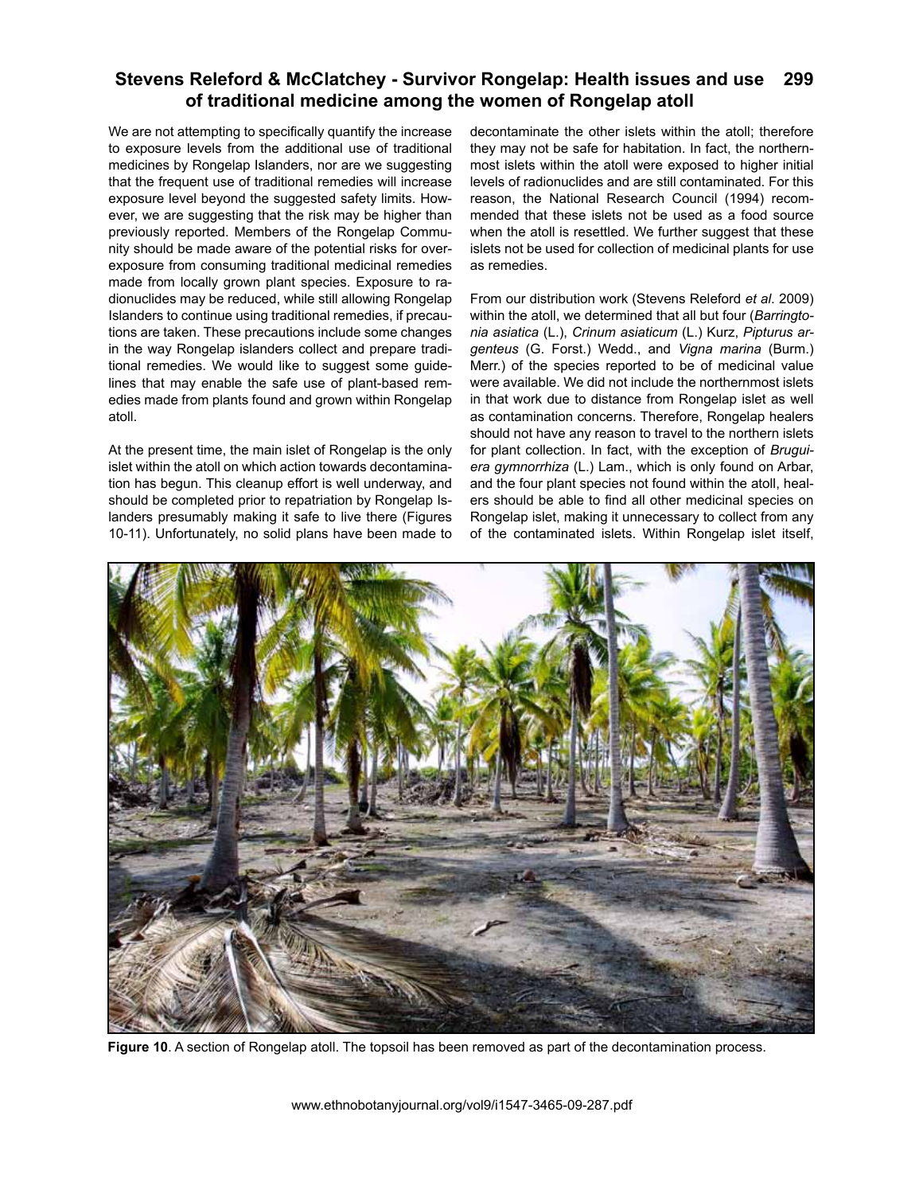We are not attempting to specifically quantify the increase to exposure levels from the additional use of traditional medicines by Rongelap Islanders, nor are we suggesting that the frequent use of traditional remedies will increase exposure level beyond the suggested safety limits. However, we are suggesting that the risk may be higher than previously reported. Members of the Rongelap Community should be made aware of the potential risks for overexposure from consuming traditional medicinal remedies made from locally grown plant species. Exposure to radionuclides may be reduced, while still allowing Rongelap Islanders to continue using traditional remedies, if precautions are taken. These precautions include some changes in the way Rongelap islanders collect and prepare traditional remedies. We would like to suggest some guidelines that may enable the safe use of plant-based remedies made from plants found and grown within Rongelap atoll.

At the present time, the main islet of Rongelap is the only islet within the atoll on which action towards decontamination has begun. This cleanup effort is well underway, and should be completed prior to repatriation by Rongelap Islanders presumably making it safe to live there (Figures 10-11). Unfortunately, no solid plans have been made to decontaminate the other islets within the atoll; therefore they may not be safe for habitation. In fact, the northernmost islets within the atoll were exposed to higher initial levels of radionuclides and are still contaminated. For this reason, the National Research Council (1994) recommended that these islets not be used as a food source when the atoll is resettled. We further suggest that these islets not be used for collection of medicinal plants for use as remedies.

From our distribution work (Stevens Releford *et al*. 2009) within the atoll, we determined that all but four (*Barringtonia asiatica* (L.), *Crinum asiaticum* (L.) Kurz, *Pipturus argenteus* (G. Forst.) Wedd., and *Vigna marina* (Burm.) Merr.) of the species reported to be of medicinal value were available. We did not include the northernmost islets in that work due to distance from Rongelap islet as well as contamination concerns. Therefore, Rongelap healers should not have any reason to travel to the northern islets for plant collection. In fact, with the exception of *Bruguiera gymnorrhiza* (L.) Lam., which is only found on Arbar, and the four plant species not found within the atoll, healers should be able to find all other medicinal species on Rongelap islet, making it unnecessary to collect from any of the contaminated islets. Within Rongelap islet itself,

**Figure 10**. A section of Rongelap atoll. The topsoil has been removed as part of the decontamination process.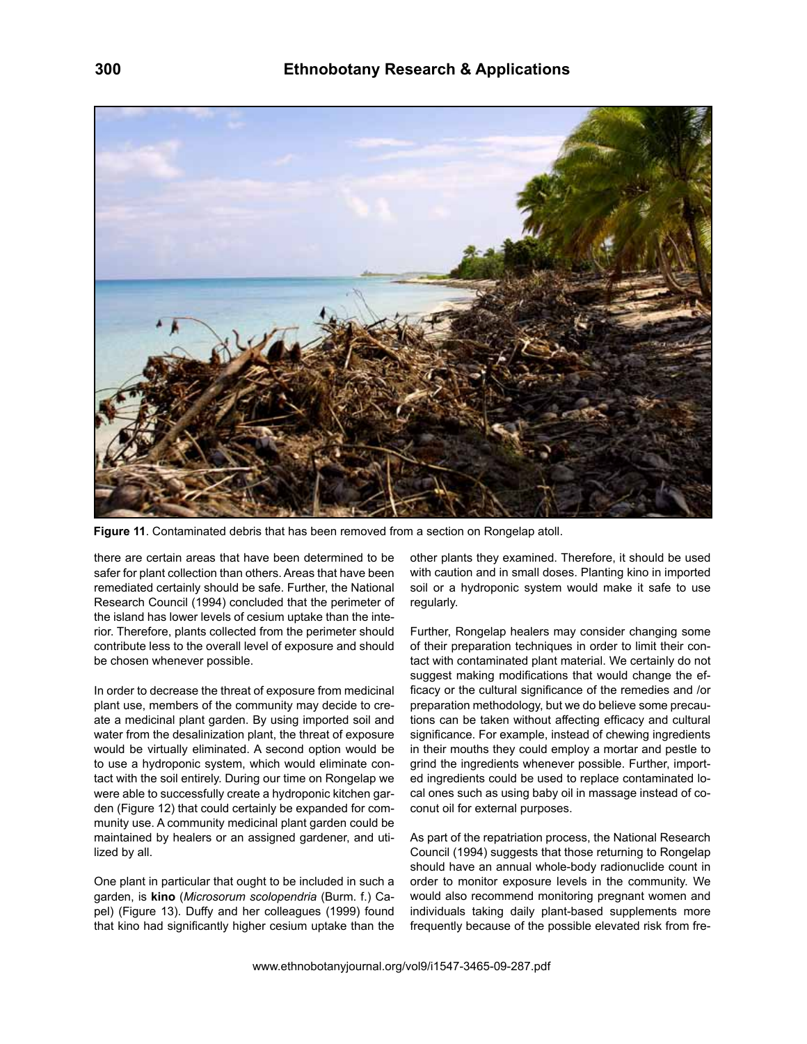**Figure 11**. Contaminated debris that has been removed from a section on Rongelap atoll.

there are certain areas that have been determined to be safer for plant collection than others. Areas that have been remediated certainly should be safe. Further, the National Research Council (1994) concluded that the perimeter of the island has lower levels of cesium uptake than the interior. Therefore, plants collected from the perimeter should contribute less to the overall level of exposure and should be chosen whenever possible.

In order to decrease the threat of exposure from medicinal plant use, members of the community may decide to create a medicinal plant garden. By using imported soil and water from the desalinization plant, the threat of exposure would be virtually eliminated. A second option would be to use a hydroponic system, which would eliminate contact with the soil entirely. During our time on Rongelap we were able to successfully create a hydroponic kitchen garden (Figure 12) that could certainly be expanded for community use. A community medicinal plant garden could be maintained by healers or an assigned gardener, and utilized by all.

One plant in particular that ought to be included in such a garden, is **kino** (*Microsorum scolopendria* (Burm. f.) Capel) (Figure 13). Duffy and her colleagues (1999) found that kino had significantly higher cesium uptake than the other plants they examined. Therefore, it should be used with caution and in small doses. Planting kino in imported soil or a hydroponic system would make it safe to use regularly.

Further, Rongelap healers may consider changing some of their preparation techniques in order to limit their contact with contaminated plant material. We certainly do not suggest making modifications that would change the efficacy or the cultural significance of the remedies and /or preparation methodology, but we do believe some precautions can be taken without affecting efficacy and cultural significance. For example, instead of chewing ingredients in their mouths they could employ a mortar and pestle to grind the ingredients whenever possible. Further, imported ingredients could be used to replace contaminated local ones such as using baby oil in massage instead of coconut oil for external purposes.

As part of the repatriation process, the National Research Council (1994) suggests that those returning to Rongelap should have an annual whole-body radionuclide count in order to monitor exposure levels in the community. We would also recommend monitoring pregnant women and individuals taking daily plant-based supplements more frequently because of the possible elevated risk from fre-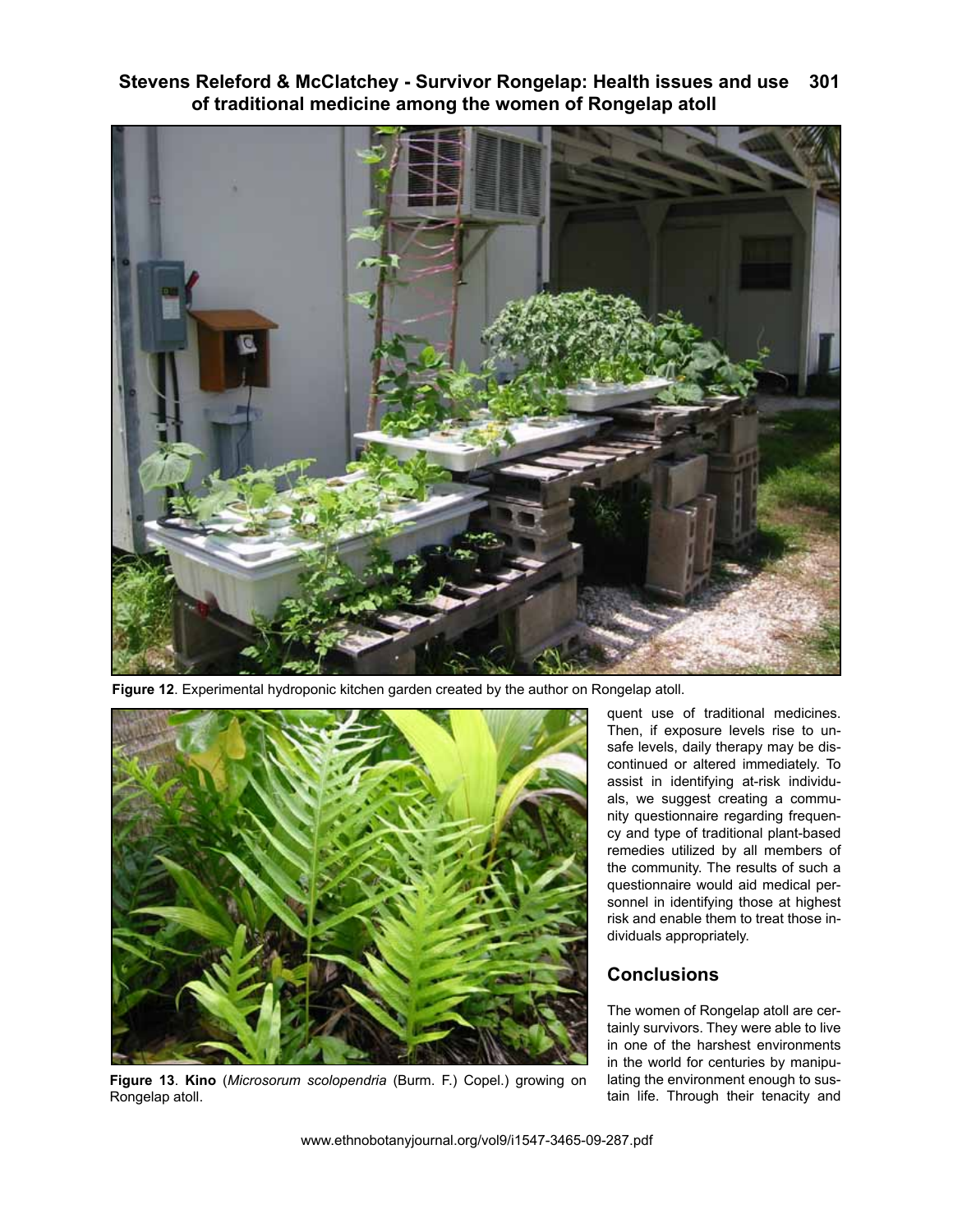Figure 12. Experimental hydroponic kitchen garden created by the author on Rongelap atoll.

**Figure 13**. **Kino** (*Microsorum scolopendria* (Burm. F.) Copel.) growing on Rongelap atoll.

quent use of traditional medicines. Then, if exposure levels rise to unsafe levels, daily therapy may be discontinued or altered immediately. To assist in identifying at-risk individuals, we suggest creating a community questionnaire regarding frequency and type of traditional plant-based remedies utilized by all members of the community. The results of such a questionnaire would aid medical personnel in identifying those at highest risk and enable them to treat those individuals appropriately.

## Conclusions

The women of Rongelap atoll are certainly survivors. They were able to live in one of the harshest environments in the world for centuries by manipulating the environment enough to sustain life. Through their tenacity and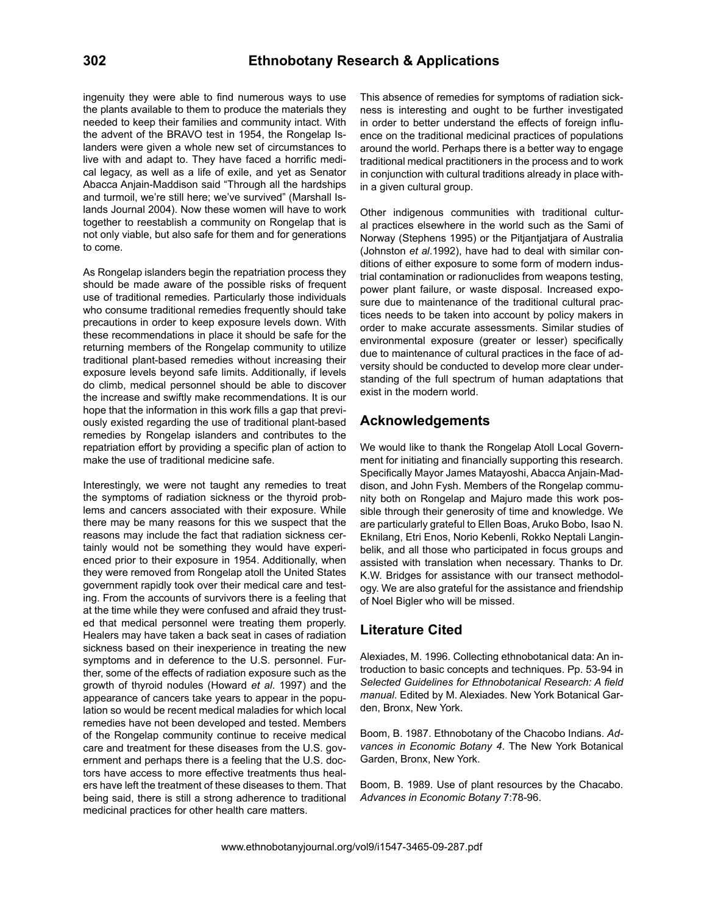ingenuity they were able to find numerous ways to use the plants available to them to produce the materials they needed to keep their families and community intact. With the advent of the BRAVO test in 1954, the Rongelap Islanders were given a whole new set of circumstances to live with and adapt to. They have faced a horrific medical legacy, as well as a life of exile, and yet as Senator Abacca Anjain-Maddison said "Through all the hardships and turmoil, we're still here; we've survived" (Marshall Islands Journal 2004). Now these women will have to work together to reestablish a community on Rongelap that is not only viable, but also safe for them and for generations to come.

As Rongelap islanders begin the repatriation process they should be made aware of the possible risks of frequent use of traditional remedies. Particularly those individuals who consume traditional remedies frequently should take precautions in order to keep exposure levels down. With these recommendations in place it should be safe for the returning members of the Rongelap community to utilize traditional plant-based remedies without increasing their exposure levels beyond safe limits. Additionally, if levels do climb, medical personnel should be able to discover the increase and swiftly make recommendations. It is our hope that the information in this work fills a gap that previously existed regarding the use of traditional plant-based remedies by Rongelap islanders and contributes to the repatriation effort by providing a specific plan of action to make the use of traditional medicine safe.

Interestingly, we were not taught any remedies to treat the symptoms of radiation sickness or the thyroid problems and cancers associated with their exposure. While there may be many reasons for this we suspect that the reasons may include the fact that radiation sickness certainly would not be something they would have experienced prior to their exposure in 1954. Additionally, when they were removed from Rongelap atoll the United States government rapidly took over their medical care and testing. From the accounts of survivors there is a feeling that at the time while they were confused and afraid they trusted that medical personnel were treating them properly. Healers may have taken a back seat in cases of radiation sickness based on their inexperience in treating the new symptoms and in deference to the U.S. personnel. Further, some of the effects of radiation exposure such as the growth of thyroid nodules (Howard *et al*. 1997) and the appearance of cancers take years to appear in the population so would be recent medical maladies for which local remedies have not been developed and tested. Members of the Rongelap community continue to receive medical care and treatment for these diseases from the U.S. government and perhaps there is a feeling that the U.S. doctors have access to more effective treatments thus healers have left the treatment of these diseases to them. That being said, there is still a strong adherence to traditional medicinal practices for other health care matters.

This absence of remedies for symptoms of radiation sickness is interesting and ought to be further investigated in order to better understand the effects of foreign influence on the traditional medicinal practices of populations around the world. Perhaps there is a better way to engage traditional medical practitioners in the process and to work in conjunction with cultural traditions already in place within a given cultural group.

Other indigenous communities with traditional cultural practices elsewhere in the world such as the Sami of Norway (Stephens 1995) or the Pitjantjatjara of Australia (Johnston *et al*.1992), have had to deal with similar conditions of either exposure to some form of modern industrial contamination or radionuclides from weapons testing, power plant failure, or waste disposal. Increased exposure due to maintenance of the traditional cultural practices needs to be taken into account by policy makers in order to make accurate assessments. Similar studies of environmental exposure (greater or lesser) specifically due to maintenance of cultural practices in the face of adversity should be conducted to develop more clear understanding of the full spectrum of human adaptations that exist in the modern world.

## Acknowledgements

We would like to thank the Rongelap Atoll Local Government for initiating and financially supporting this research. Specifically Mayor James Matayoshi, Abacca Anjain-Maddison, and John Fysh. Members of the Rongelap community both on Rongelap and Majuro made this work possible through their generosity of time and knowledge. We are particularly grateful to Ellen Boas, Aruko Bobo, Isao N. Eknilang, Etri Enos, Norio Kebenli, Rokko Neptali Langinbelik, and all those who participated in focus groups and assisted with translation when necessary. Thanks to Dr. K.W. Bridges for assistance with our transect methodology. We are also grateful for the assistance and friendship of Noel Bigler who will be missed.

## Literature Cited

Alexiades, M. 1996. Collecting ethnobotanical data: An introduction to basic concepts and techniques. Pp. 53-94 in *Selected Guidelines for Ethnobotanical Research: A field manual*. Edited by M. Alexiades. New York Botanical Garden, Bronx, New York.

Boom, B. 1987. Ethnobotany of the Chacobo Indians. *Advances in Economic Botany 4*. The New York Botanical Garden, Bronx, New York.

Boom, B. 1989. Use of plant resources by the Chacabo. *Advances in Economic Botany* 7:78-96.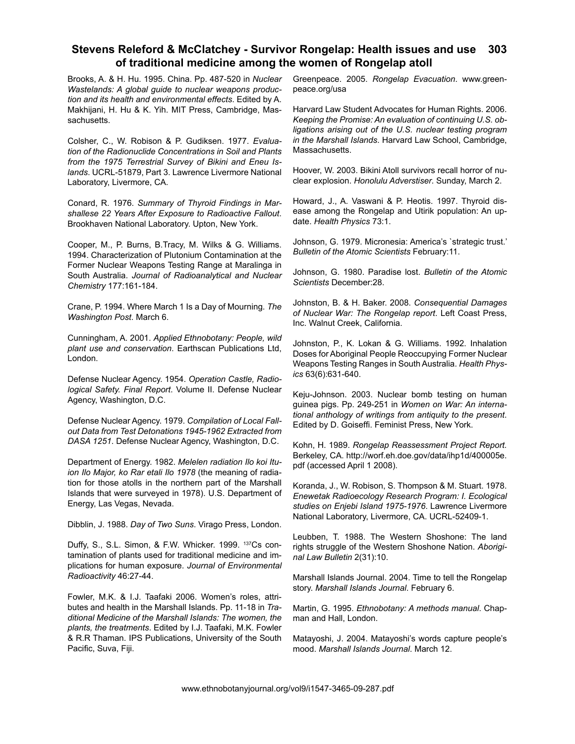Brooks, A. & H. Hu. 1995. China. Pp. 487-520 in *Nuclear Wastelands: A global guide to nuclear weapons production and its health and environmental effects*. Edited by A. Makhijani, H. Hu & K. Yih. MIT Press, Cambridge, Massachusetts.

Colsher, C., W. Robison & P. Gudiksen. 1977. *Evaluation of the Radionuclide Concentrations in Soil and Plants from the 1975 Terrestrial Survey of Bikini and Eneu Islands*. UCRL-51879, Part 3. Lawrence Livermore National Laboratory, Livermore, CA.

Conard, R. 1976. *Summary of Thyroid Findings in Marshallese 22 Years After Exposure to Radioactive Fallout*. Brookhaven National Laboratory. Upton, New York.

Cooper, M., P. Burns, B.Tracy, M. Wilks & G. Williams. 1994. Characterization of Plutonium Contamination at the Former Nuclear Weapons Testing Range at Maralinga in South Australia. *Journal of Radioanalytical and Nuclear Chemistry* 177:161-184.

Crane, P. 1994. Where March 1 Is a Day of Mourning. *The Washington Post*. March 6.

Cunningham, A. 2001. *Applied Ethnobotany: People, wild plant use and conservation*. Earthscan Publications Ltd, London.

Defense Nuclear Agency. 1954. *Operation Castle, Radiological Safety. Final Report*. Volume II. Defense Nuclear Agency, Washington, D.C.

Defense Nuclear Agency. 1979. *Compilation of Local Fallout Data from Test Detonations 1945-1962 Extracted from DASA 1251*. Defense Nuclear Agency, Washington, D.C.

Department of Energy. 1982. *Melelen radiation Ilo koi Ituion Ilo Major, ko Rar etali Ilo 1978* (the meaning of radiation for those atolls in the northern part of the Marshall Islands that were surveyed in 1978). U.S. Department of Energy, Las Vegas, Nevada.

Dibblin, J. 1988. *Day of Two Suns*. Virago Press, London.

Duffy, S., S.L. Simon, & F.W. Whicker. 1999. $^{137}$Cs contamination of plants used for traditional medicine and implications for human exposure. *Journal of Environmental Radioactivity* 46:27-44.

Fowler, M.K. & I.J. Taafaki 2006. Women's roles, attributes and health in the Marshall Islands. Pp. 11-18 in *Traditional Medicine of the Marshall Islands: The women, the plants, the treatments*. Edited by I.J. Taafaki, M.K. Fowler & R.R Thaman. IPS Publications, University of the South Pacific, Suva, Fiji.

Greenpeace. 2005. *Rongelap Evacuation*. www.greenpeace.org/usa

Harvard Law Student Advocates for Human Rights. 2006. *Keeping the Promise: An evaluation of continuing U.S. obligations arising out of the U.S. nuclear testing program in the Marshall Islands*. Harvard Law School, Cambridge, Massachusetts.

Hoover, W. 2003. Bikini Atoll survivors recall horror of nuclear explosion. *Honolulu Adverstiser*. Sunday, March 2.

Howard, J., A. Vaswani & P. Heotis. 1997. Thyroid disease among the Rongelap and Utirik population: An update. *Health Physics* 73:1.

Johnson, G. 1979. Micronesia: America's `strategic trust.' *Bulletin of the Atomic Scientists* February:11.

Johnson, G. 1980. Paradise lost. *Bulletin of the Atomic Scientists* December:28.

Johnston, B. & H. Baker. 2008. *Consequential Damages of Nuclear War: The Rongelap report*. Left Coast Press, Inc. Walnut Creek, California.

Johnston, P., K. Lokan & G. Williams. 1992. Inhalation Doses for Aboriginal People Reoccupying Former Nuclear Weapons Testing Ranges in South Australia. *Health Physics* 63(6):631-640.

Keju-Johnson. 2003. Nuclear bomb testing on human guinea pigs. Pp. 249-251 in *Women on War: An international anthology of writings from antiquity to the present*. Edited by D. Goiseffi. Feminist Press, New York.

Kohn, H. 1989. *Rongelap Reassessment Project Report.* Berkeley, CA. http://worf.eh.doe.gov/data/ihp1d/400005e.pdf (accessed April 1 2008).

Koranda, J., W. Robison, S. Thompson & M. Stuart. 1978. *Enewetak Radioecology Research Program: I. Ecological studies on Enjebi Island 1975-1976*. Lawrence Livermore National Laboratory, Livermore, CA. UCRL-52409-1.

Leubben, T. 1988. The Western Shoshone: The land rights struggle of the Western Shoshone Nation. *Aboriginal Law Bulletin* 2(31):10.

Marshall Islands Journal. 2004. Time to tell the Rongelap story. *Marshall Islands Journal*. February 6.

Martin, G. 1995. *Ethnobotany: A methods manual*. Chapman and Hall, London.

Matayoshi, J. 2004. Matayoshi's words capture people's mood. *Marshall Islands Journal*. March 12.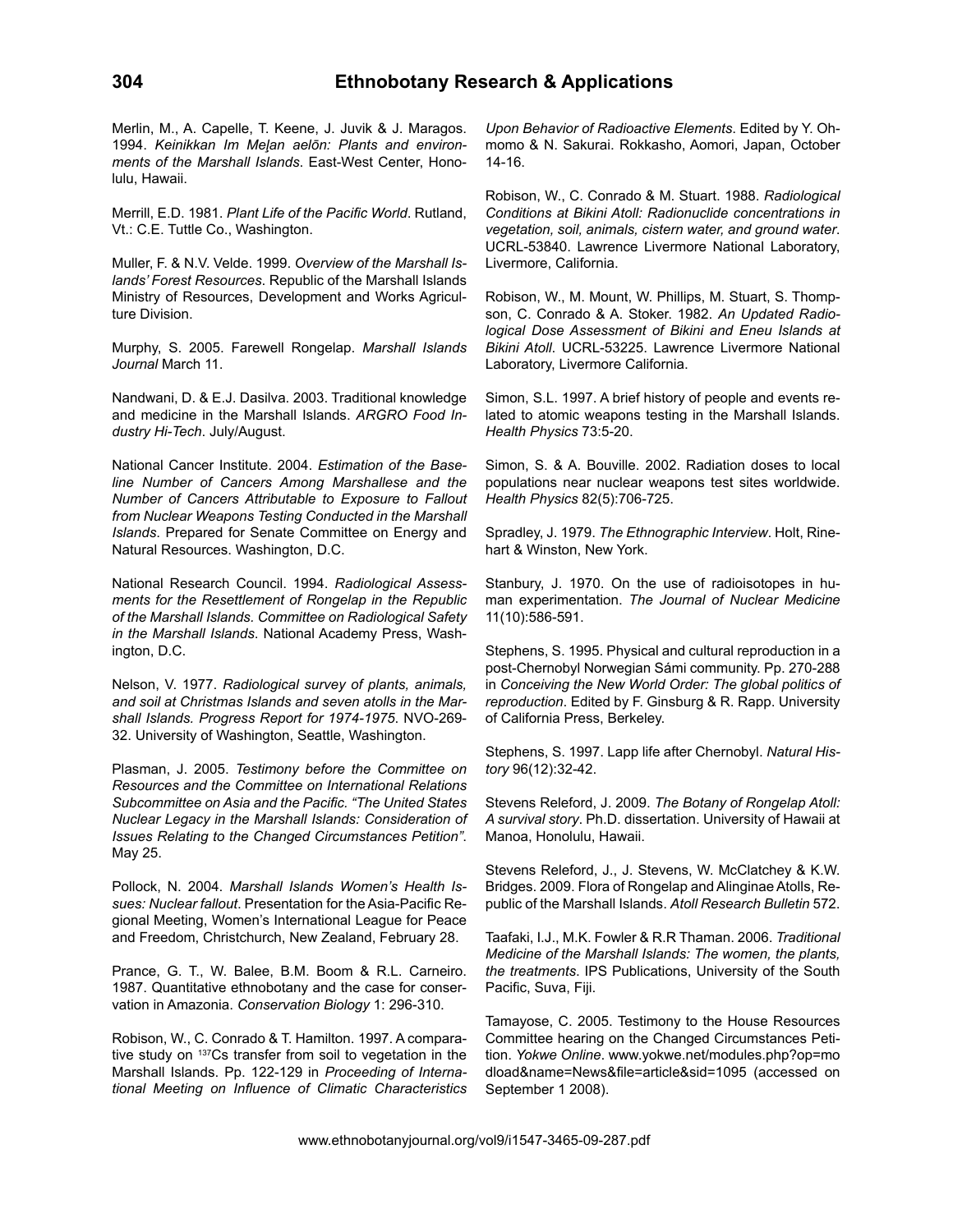Merlin, M., A. Capelle, T. Keene, J. Juvik & J. Maragos. 1994. *Keinikkan Im Meḷan aelōn: Plants and environments of the Marshall Islands*. East-West Center, Honolulu, Hawaii.

Merrill, E.D. 1981. *Plant Life of the Pacific World*. Rutland, Vt.: C.E. Tuttle Co., Washington.

Muller, F. & N.V. Velde. 1999. *Overview of the Marshall Islands' Forest Resources*. Republic of the Marshall Islands Ministry of Resources, Development and Works Agriculture Division.

Murphy, S. 2005. Farewell Rongelap. *Marshall Islands Journal* March 11.

Nandwani, D. & E.J. Dasilva. 2003. Traditional knowledge and medicine in the Marshall Islands. *ARGRO Food Industry Hi-Tech*. July/August.

National Cancer Institute. 2004. *Estimation of the Baseline Number of Cancers Among Marshallese and the Number of Cancers Attributable to Exposure to Fallout from Nuclear Weapons Testing Conducted in the Marshall Islands*. Prepared for Senate Committee on Energy and Natural Resources. Washington, D.C.

National Research Council. 1994. *Radiological Assessments for the Resettlement of Rongelap in the Republic of the Marshall Islands. Committee on Radiological Safety in the Marshall Islands*. National Academy Press, Washington, D.C.

Nelson, V. 1977. *Radiological survey of plants, animals, and soil at Christmas Islands and seven atolls in the Marshall Islands. Progress Report for 1974-1975*. NVO-269-32. University of Washington, Seattle, Washington.

Plasman, J. 2005. *Testimony before the Committee on Resources and the Committee on International Relations Subcommittee on Asia and the Pacific. "The United States Nuclear Legacy in the Marshall Islands: Consideration of Issues Relating to the Changed Circumstances Petition"*. May 25.

Pollock, N. 2004. *Marshall Islands Women's Health Issues: Nuclear fallout*. Presentation for the Asia-Pacific Regional Meeting, Women's International League for Peace and Freedom, Christchurch, New Zealand, February 28.

Prance, G. T., W. Balee, B.M. Boom & R.L. Carneiro. 1987. Quantitative ethnobotany and the case for conservation in Amazonia. *Conservation Biology* 1: 296-310.

Robison, W., C. Conrado & T. Hamilton. 1997. A comparative study on $^{137}$Cs transfer from soil to vegetation in the Marshall Islands. Pp. 122-129 in *Proceeding of International Meeting on Influence of Climatic Characteristics Upon Behavior of Radioactive Elements*. Edited by Y. Ohmomo & N. Sakurai. Rokkasho, Aomori, Japan, October 14-16.

Robison, W., C. Conrado & M. Stuart. 1988. *Radiological Conditions at Bikini Atoll: Radionuclide concentrations in vegetation, soil, animals, cistern water, and ground water*. UCRL-53840. Lawrence Livermore National Laboratory, Livermore, California.

Robison, W., M. Mount, W. Phillips, M. Stuart, S. Thompson, C. Conrado & A. Stoker. 1982. *An Updated Radiological Dose Assessment of Bikini and Eneu Islands at Bikini Atoll*. UCRL-53225. Lawrence Livermore National Laboratory, Livermore California.

Simon, S.L. 1997. A brief history of people and events related to atomic weapons testing in the Marshall Islands. *Health Physics* 73:5-20.

Simon, S. & A. Bouville. 2002. Radiation doses to local populations near nuclear weapons test sites worldwide. *Health Physics* 82(5):706-725.

Spradley, J. 1979. *The Ethnographic Interview*. Holt, Rinehart & Winston, New York.

Stanbury, J. 1970. On the use of radioisotopes in human experimentation. *The Journal of Nuclear Medicine* 11(10):586-591.

Stephens, S. 1995. Physical and cultural reproduction in a post-Chernobyl Norwegian Sámi community. Pp. 270-288 in *Conceiving the New World Order: The global politics of reproduction*. Edited by F. Ginsburg & R. Rapp. University of California Press, Berkeley.

Stephens, S. 1997. Lapp life after Chernobyl. *Natural History* 96(12):32-42.

Stevens Releford, J. 2009. *The Botany of Rongelap Atoll: A survival story*. Ph.D. dissertation. University of Hawaii at Manoa, Honolulu, Hawaii.

Stevens Releford, J., J. Stevens, W. McClatchey & K.W. Bridges. 2009. Flora of Rongelap and Alinginae Atolls, Republic of the Marshall Islands. *Atoll Research Bulletin* 572.

Taafaki, I.J., M.K. Fowler & R.R Thaman. 2006. *Traditional Medicine of the Marshall Islands: The women, the plants, the treatments*. IPS Publications, University of the South Pacific, Suva, Fiji.

Tamayose, C. 2005. Testimony to the House Resources Committee hearing on the Changed Circumstances Petition. *Yokwe Online*. www.yokwe.net/modules.php?op=modload&name=News&file=article&sid=1095 (accessed on September 1 2008).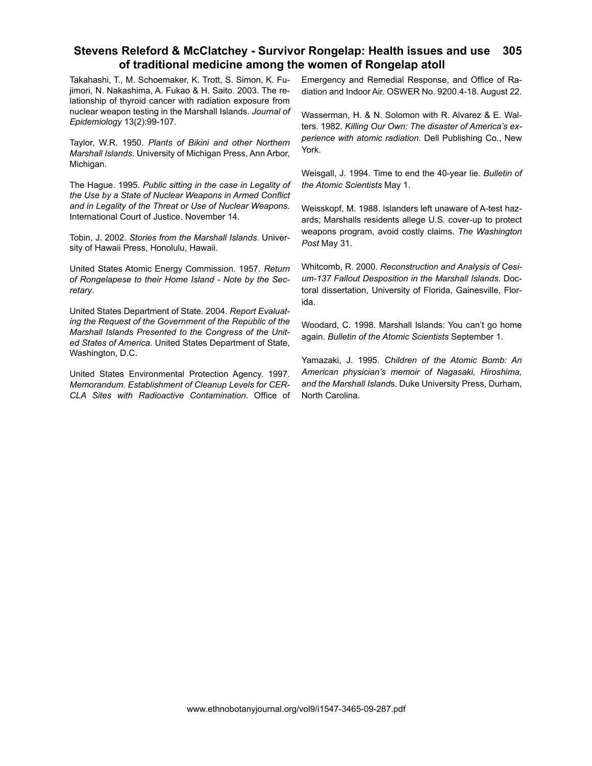Takahashi, T., M. Schoemaker, K. Trott, S. Simon, K. Fujimori, N. Nakashima, A. Fukao & H. Saito. 2003. The relationship of thyroid cancer with radiation exposure from nuclear weapon testing in the Marshall Islands. *Journal of Epidemiology* 13(2):99-107.

Taylor, W.R. 1950. *Plants of Bikini and other Northern Marshall Islands*. University of Michigan Press, Ann Arbor, Michigan.

The Hague. 1995. *Public sitting in the case in Legality of the Use by a State of Nuclear Weapons in Armed Conflict and in Legality of the Threat or Use of Nuclear Weapons*. International Court of Justice. November 14.

Tobin, J. 2002. *Stories from the Marshall Islands*. University of Hawaii Press, Honolulu, Hawaii.

United States Atomic Energy Commission. 1957. *Return of Rongelapese to their Home Island - Note by the Secretary*.

United States Department of State. 2004. *Report Evaluating the Request of the Government of the Republic of the Marshall Islands Presented to the Congress of the United States of America.* United States Department of State, Washington, D.C.

United States Environmental Protection Agency. 1997. *Memorandum. Establishment of Cleanup Levels for CERCLA Sites with Radioactive Contamination*. Office of Emergency and Remedial Response, and Office of Radiation and Indoor Air. OSWER No. 9200.4-18. August 22.

Wasserman, H. & N. Solomon with R. Alvarez & E. Walters. 1982. *Killing Our Own: The disaster of America's experience with atomic radiation*. Dell Publishing Co., New York.

Weisgall, J. 1994. Time to end the 40-year lie. *Bulletin of the Atomic Scientists* May 1.

Weisskopf, M. 1988. Islanders left unaware of A-test hazards; Marshalls residents allege U.S. cover-up to protect weapons program, avoid costly claims. *The Washington Post* May 31.

Whitcomb, R. 2000. *Reconstruction and Analysis of Cesium-137 Fallout Desposition in the Marshall Islands*. Doctoral dissertation, University of Florida, Gainesville, Florida.

Woodard, C. 1998. Marshall Islands: You can't go home again. *Bulletin of the Atomic Scientists* September 1.

Yamazaki, J. 1995. *Children of the Atomic Bomb: An American physician's memoir of Nagasaki, Hiroshima, and the Marshall Island*s. Duke University Press, Durham, North Carolina.